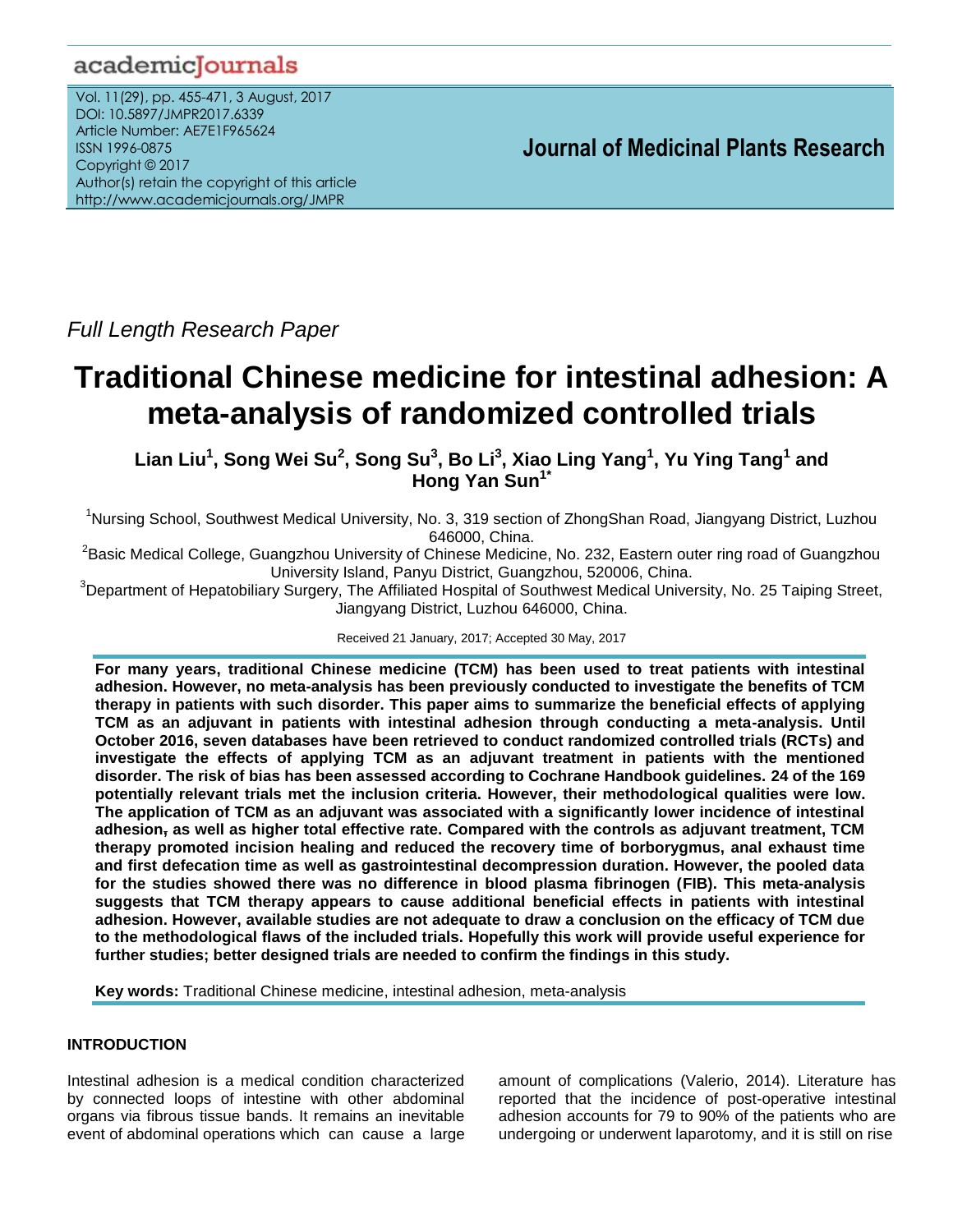*Full Length Research Paper*

# Traditional Chinese medicine for intestinal adhesion: A meta-analysis of randomized controlled trials

**Lian Liu[1], Song Wei Su[2], Song Su[3], Bo Li[3], Xiao Ling Yang[1], Yu Ying Tang[1] and Hong Yan Sun[1*]**

[1]Nursing School, Southwest Medical University, No. 3, 319 section of ZhongShan Road, Jiangyang District, Luzhou 646000, China.

[2]Basic Medical College, Guangzhou University of Chinese Medicine, No. 232, Eastern outer ring road of Guangzhou University Island, Panyu District, Guangzhou, 520006, China.

[3]Department of Hepatobiliary Surgery, The Affiliated Hospital of Southwest Medical University, No. 25 Taiping Street, Jiangyang District, Luzhou 646000, China.

Received 21 January, 2017; Accepted 30 May, 2017

**For many years, traditional Chinese medicine (TCM) has been used to treat patients with intestinal adhesion. However, no meta-analysis has been previously conducted to investigate the benefits of TCM therapy in patients with such disorder. This paper aims to summarize the beneficial effects of applying TCM as an adjuvant in patients with intestinal adhesion through conducting a meta-analysis. Until October 2016, seven databases have been retrieved to conduct randomized controlled trials (RCTs) and investigate the effects of applying TCM as an adjuvant treatment in patients with the mentioned disorder. The risk of bias has been assessed according to Cochrane Handbook guidelines. 24 of the 169 potentially relevant trials met the inclusion criteria. However, their methodological qualities were low. The application of TCM as an adjuvant was associated with a significantly lower incidence of intestinal adhesion, as well as higher total effective rate. Compared with the controls as adjuvant treatment, TCM therapy promoted incision healing and reduced the recovery time of borborygmus, anal exhaust time and first defecation time as well as gastrointestinal decompression duration. However, the pooled data for the studies showed there was no difference in blood plasma fibrinogen (FIB). This meta-analysis suggests that TCM therapy appears to cause additional beneficial effects in patients with intestinal adhesion. However, available studies are not adequate to draw a conclusion on the efficacy of TCM due to the methodological flaws of the included trials. Hopefully this work will provide useful experience for further studies; better designed trials are needed to confirm the findings in this study.**

**Key words:** Traditional Chinese medicine, intestinal adhesion, meta-analysis

## INTRODUCTION

Intestinal adhesion is a medical condition characterized by connected loops of intestine with other abdominal organs via fibrous tissue bands. It remains an inevitable event of abdominal operations which can cause a large amount of complications (Valerio, 2014). Literature has reported that the incidence of post-operative intestinal adhesion accounts for 79 to 90% of the patients who are undergoing or underwent laparotomy, and it is still on rise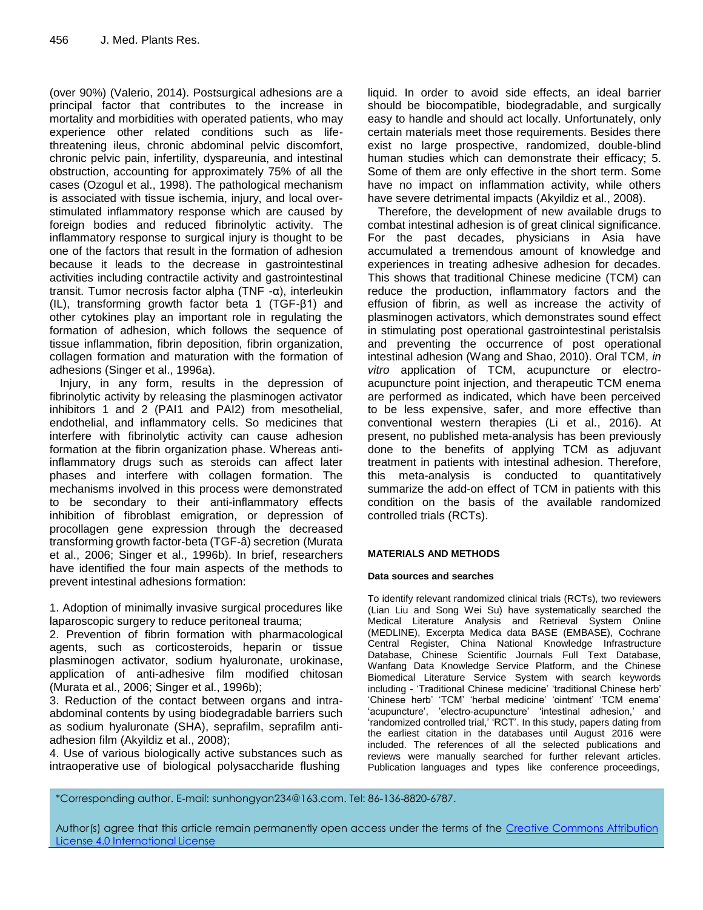(over 90%) (Valerio, 2014). Postsurgical adhesions are a principal factor that contributes to the increase in mortality and morbidities with operated patients, who may experience other related conditions such as life-threatening ileus, chronic abdominal pelvic discomfort, chronic pelvic pain, infertility, dyspareunia, and intestinal obstruction, accounting for approximately 75% of all the cases (Ozogul et al., 1998). The pathological mechanism is associated with tissue ischemia, injury, and local over-stimulated inflammatory response which are caused by foreign bodies and reduced fibrinolytic activity. The inflammatory response to surgical injury is thought to be one of the factors that result in the formation of adhesion because it leads to the decrease in gastrointestinal activities including contractile activity and gastrointestinal transit. Tumor necrosis factor alpha (TNF -α), interleukin (IL), transforming growth factor beta 1 (TGF-β1) and other cytokines play an important role in regulating the formation of adhesion, which follows the sequence of tissue inflammation, fibrin deposition, fibrin organization, collagen formation and maturation with the formation of adhesions (Singer et al., 1996a).

Injury, in any form, results in the depression of fibrinolytic activity by releasing the plasminogen activator inhibitors 1 and 2 (PAI1 and PAI2) from mesothelial, endothelial, and inflammatory cells. So medicines that interfere with fibrinolytic activity can cause adhesion formation at the fibrin organization phase. Whereas anti-inflammatory drugs such as steroids can affect later phases and interfere with collagen formation. The mechanisms involved in this process were demonstrated to be secondary to their anti-inflammatory effects inhibition of fibroblast emigration, or depression of procollagen gene expression through the decreased transforming growth factor-beta (TGF-â) secretion (Murata et al., 2006; Singer et al., 1996b). In brief, researchers have identified the four main aspects of the methods to prevent intestinal adhesions formation:

1. Adoption of minimally invasive surgical procedures like laparoscopic surgery to reduce peritoneal trauma;
2. Prevention of fibrin formation with pharmacological agents, such as corticosteroids, heparin or tissue plasminogen activator, sodium hyaluronate, urokinase, application of anti-adhesive film modified chitosan (Murata et al., 2006; Singer et al., 1996b);
3. Reduction of the contact between organs and intra-abdominal contents by using biodegradable barriers such as sodium hyaluronate (SHA), seprafilm, seprafilm anti-adhesion film (Akyildiz et al., 2008);
4. Use of various biologically active substances such as intraoperative use of biological polysaccharide flushing liquid. In order to avoid side effects, an ideal barrier should be biocompatible, biodegradable, and surgically easy to handle and should act locally. Unfortunately, only certain materials meet those requirements. Besides there exist no large prospective, randomized, double-blind human studies which can demonstrate their efficacy; 5. Some of them are only effective in the short term. Some have no impact on inflammation activity, while others have severe detrimental impacts (Akyildiz et al., 2008).

Therefore, the development of new available drugs to combat intestinal adhesion is of great clinical significance. For the past decades, physicians in Asia have accumulated a tremendous amount of knowledge and experiences in treating adhesive adhesion for decades. This shows that traditional Chinese medicine (TCM) can reduce the production, inflammatory factors and the effusion of fibrin, as well as increase the activity of plasminogen activators, which demonstrates sound effect in stimulating post operational gastrointestinal peristalsis and preventing the occurrence of post operational intestinal adhesion (Wang and Shao, 2010). Oral TCM, *in vitro* application of TCM, acupuncture or electro-acupuncture point injection, and therapeutic TCM enema are performed as indicated, which have been perceived to be less expensive, safer, and more effective than conventional western therapies (Li et al., 2016). At present, no published meta-analysis has been previously done to the benefits of applying TCM as adjuvant treatment in patients with intestinal adhesion. Therefore, this meta-analysis is conducted to quantitatively summarize the add-on effect of TCM in patients with this condition on the basis of the available randomized controlled trials (RCTs).

## MATERIALS AND METHODS

### Data sources and searches

To identify relevant randomized clinical trials (RCTs), two reviewers (Lian Liu and Song Wei Su) have systematically searched the Medical Literature Analysis and Retrieval System Online (MEDLINE), Excerpta Medica data BASE (EMBASE), Cochrane Central Register, China National Knowledge Infrastructure Database, Chinese Scientific Journals Full Text Database, Wanfang Data Knowledge Service Platform, and the Chinese Biomedical Literature Service System with search keywords including - 'Traditional Chinese medicine' 'traditional Chinese herb' 'Chinese herb' 'TCM' 'herbal medicine' 'ointment' 'TCM enema' 'acupuncture', 'electro-acupuncture' 'intestinal adhesion,' and 'randomized controlled trial,' 'RCT'. In this study, papers dating from the earliest citation in the databases until August 2016 were included. The references of all the selected publications and reviews were manually searched for further relevant articles. Publication languages and types like conference proceedings,

*Corresponding author. E-mail: sunhongyan234@163.com. Tel: 86-136-8820-6787.

Author(s) agree that this article remain permanently open access under the terms of the Creative Commons Attribution License 4.0 International License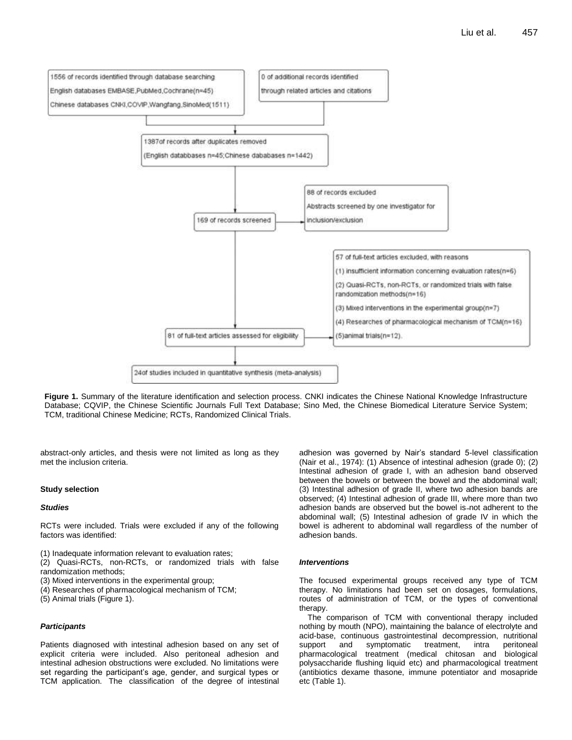1556 of records identified through database searching
English databases EMBASE,PubMed,Cochrane(n=45)
Chinese databases CNKI,COVIP,Wangfang,SinoMed(1511)

0 of additional records identified through related articles and citations

1387of records after duplicates removed
(English databbases n=45;Chinese dababases n=1442)

169 of records screened

88 of records excluded
Abstracts screened by one investigator for inclusion/exclusion

81 of full-text articles assessed for eligibility

57 of full-text articles excluded, with reasons
(1) insufficient information concerning evaluation rates(n=6)
(2) Quasi-RCTs, non-RCTs, or randomized trials with false randomization methods(n=16)
(3) Mixed interventions in the experimental group(n=7)
(4) Researches of pharmacological mechanism of TCM(n=16)
(5)animal trials(n=12).

24of studies included in quantitative synthesis (meta-analysis)

**Figure 1.** Summary of the literature identification and selection process. CNKI indicates the Chinese National Knowledge Infrastructure Database; CQVIP, the Chinese Scientific Journals Full Text Database; Sino Med, the Chinese Biomedical Literature Service System; TCM, traditional Chinese Medicine; RCTs, Randomized Clinical Trials.

abstract-only articles, and thesis were not limited as long as they met the inclusion criteria.

### Study selection

#### *Studies*

RCTs were included. Trials were excluded if any of the following factors was identified:

(1) Inadequate information relevant to evaluation rates;
(2) Quasi-RCTs, non-RCTs, or randomized trials with false randomization methods;
(3) Mixed interventions in the experimental group;
(4) Researches of pharmacological mechanism of TCM;
(5) Animal trials (Figure 1).

#### *Participants*

Patients diagnosed with intestinal adhesion based on any set of explicit criteria were included. Also peritoneal adhesion and intestinal adhesion obstructions were excluded. No limitations were set regarding the participant's age, gender, and surgical types or TCM application. The classification of the degree of intestinal adhesion was governed by Nair's standard 5-level classification (Nair et al., 1974): (1) Absence of intestinal adhesion (grade 0); (2) Intestinal adhesion of grade I, with an adhesion band observed between the bowels or between the bowel and the abdominal wall; (3) Intestinal adhesion of grade II, where two adhesion bands are observed; (4) Intestinal adhesion of grade III, where more than two adhesion bands are observed but the bowel is not adherent to the abdominal wall; (5) Intestinal adhesion of grade IV in which the bowel is adherent to abdominal wall regardless of the number of adhesion bands.

#### *Interventions*

The focused experimental groups received any type of TCM therapy. No limitations had been set on dosages, formulations, routes of administration of TCM, or the types of conventional therapy.

The comparison of TCM with conventional therapy included nothing by mouth (NPO), maintaining the balance of electrolyte and acid-base, continuous gastrointestinal decompression, nutritional support and symptomatic treatment, intra peritoneal pharmacological treatment (medical chitosan and biological polysaccharide flushing liquid etc) and pharmacological treatment (antibiotics dexame thasone, immune potentiator and mosapride etc (Table 1).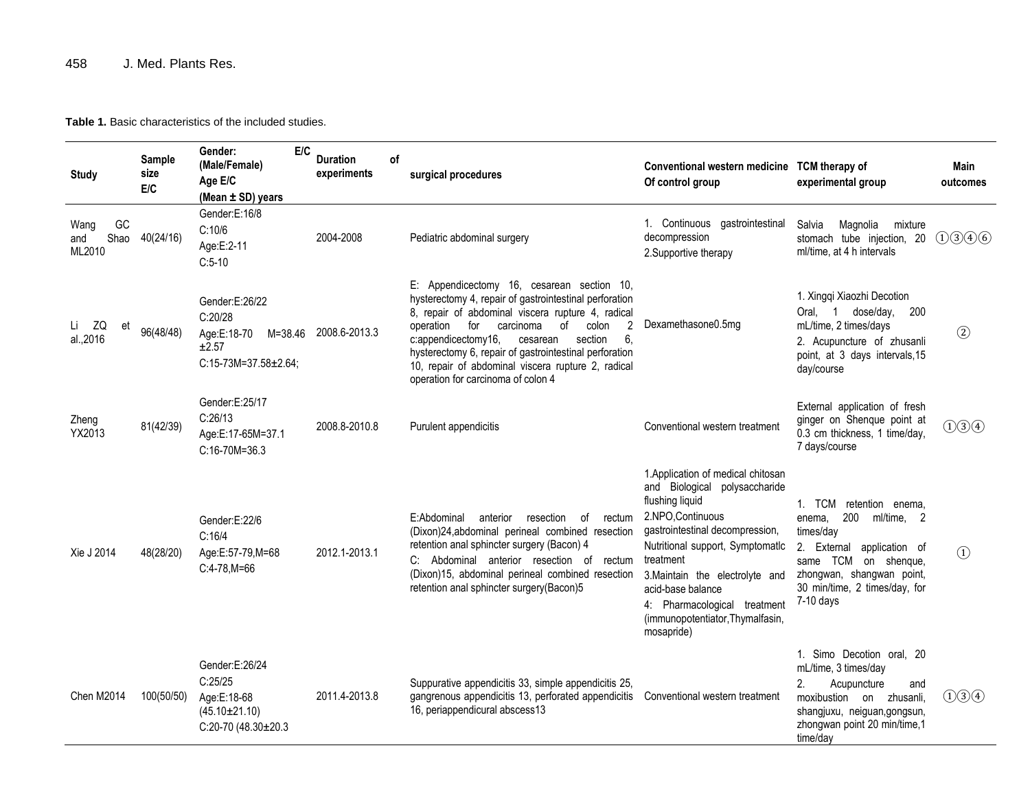**Table 1.** Basic characteristics of the included studies.

| Study | Sample size E/C | Gender: E/C (Male/Female) Age E/C (Mean ± SD) years | Duration of experiments | surgical procedures | Conventional western medicine Of control group | TCM therapy of experimental group | Main outcomes |
|---|---|---|---|---|---|---|---|
| Wang GC and Shao ML2010 | 40(24/16) | Gender:E:16/8 C:10/6 Age:E:2-11 C:5-10 | 2004-2008 | Pediatric abdominal surgery | 1. Continuous gastrointestinal decompression 2.Supportive therapy | Salvia Magnolia mixture stomach tube injection, 20 ml/time, at 4 h intervals | ①③④⑥ |
| Li ZQ et al.,2016 | 96(48/48) | Gender:E:26/22 C:20/28 Age:E:18-70 M=38.46 ±2.57 C:15-73M=37.58±2.64; | 2008.6-2013.3 | E: Appendicectomy 16, cesarean section 10, hysterectomy 4, repair of gastrointestinal perforation 8, repair of abdominal viscera rupture 4, radical operation for carcinoma of colon 2 c:appendicectomy16, cesarean section 6, hysterectomy 6, repair of gastrointestinal perforation 10, repair of abdominal viscera rupture 2, radical operation for carcinoma of colon 4 | Dexamethasone0.5mg | 1. Xingqi Xiaozhi Decotion Oral, 1 dose/day, 200 mL/time, 2 times/days 2. Acupuncture of zhusanli point, at 3 days intervals,15 day/course | ② |
| Zheng YX2013 | 81(42/39) | Gender:E:25/17 C:26/13 Age:E:17-65M=37.1 C:16-70M=36.3 | 2008.8-2010.8 | Purulent appendicitis | Conventional western treatment | External application of fresh ginger on Shenque point at 0.3 cm thickness, 1 time/day, 7 days/course | ①③④ |
| Xie J 2014 | 48(28/20) | Gender:E:22/6 C:16/4 Age:E:57-79,M=68 C:4-78,M=66 | 2012.1-2013.1 | E:Abdominal anterior resection of rectum (Dixon)24,abdominal perineal combined resection retention anal sphincter surgery (Bacon) 4 C: Abdominal anterior resection of rectum (Dixon)15, abdominal perineal combined resection retention anal sphincter surgery(Bacon)5 | 1.Application of medical chitosan and Biological polysaccharide flushing liquid 2.NPO,Continuous gastrointestinal decompression, Nutritional support, Symptomatlc treatment 3.Maintain the electrolyte and acid-base balance 4: Pharmacological treatment (immunopotentiator,Thymalfasin, mosapride) | 1. TCM retention enema, enema, 200 ml/time, 2 times/day 2. External application of same TCM on shenque, zhongwan, shangwan point, 30 min/time, 2 times/day, for 7-10 days | ① |
| Chen M2014 | 100(50/50) | Gender:E:26/24 C:25/25 Age:E:18-68 (45.10±21.10) C:20-70 (48.30±20.3 | 2011.4-2013.8 | Suppurative appendicitis 33, simple appendicitis 25, gangrenous appendicitis 13, perforated appendicitis 16, periappendicural abscess13 | Conventional western treatment | 1. Simo Decotion oral, 20 mL/time, 3 times/day 2. Acupuncture and moxibustion on zhusanli, shangjuxu, neiguan,gongsun, zhongwan point 20 min/time,1 time/day | ①③④ |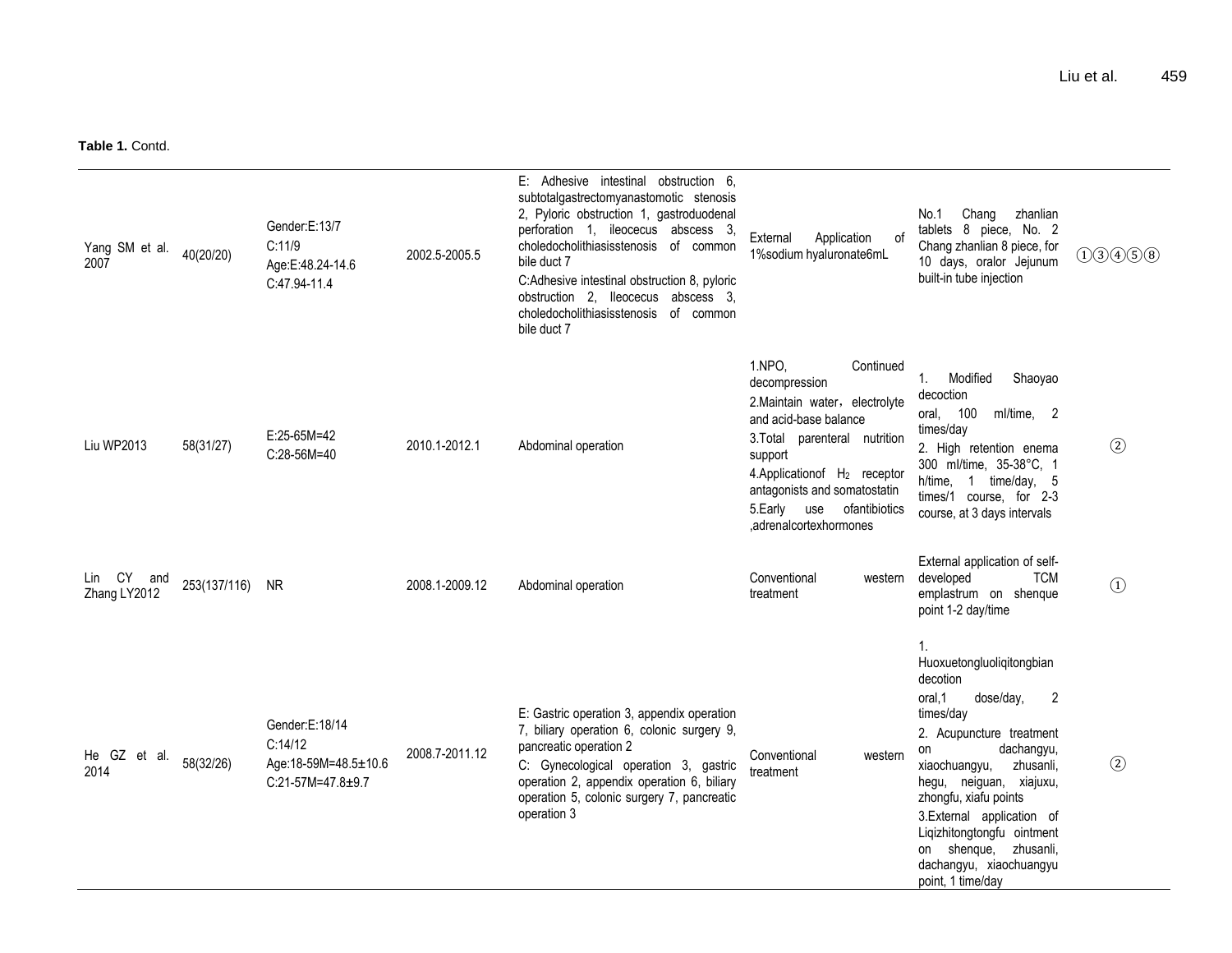**Table 1.** Contd.

| | | | | | | | |
|---|---|---|---|---|---|---|---|
| Yang SM et al. 2007 | 40(20/20) | Gender:E:13/7<br>C:11/9<br>Age:E:48.24-14.6<br>C:47.94-11.4 | 2002.5-2005.5 | E: Adhesive intestinal obstruction 6, subtotalgastrectomyanastomotic stenosis 2, Pyloric obstruction 1, gastroduodenal perforation 1, ileocecus abscess 3, choledocholithiasisstenosis of common bile duct 7<br>C:Adhesive intestinal obstruction 8, pyloric obstruction 2, Ileocecus abscess 3, choledocholithiasisstenosis of common bile duct 7 | External Application of 1%sodium hyaluronate6mL | No.1 Chang zhanlian tablets 8 piece, No. 2 Chang zhanlian 8 piece, for 10 days, oralor Jejunum built-in tube injection | ①③④⑤⑧ |
| Liu WP2013 | 58(31/27) | E:25-65M=42<br>C:28-56M=40 | 2010.1-2012.1 | Abdominal operation | 1.NPO, Continued decompression<br>2.Maintain water，electrolyte and acid-base balance<br>3.Total parenteral nutrition support<br>4.Applicationof $H_2$ receptor antagonists and somatostatin<br>5.Early use ofantibiotics ,adrenalcortexhormones | 1. Modified Shaoyao decoction<br>oral, 100 ml/time, 2 times/day<br>2. High retention enema 300 ml/time, 35-38°C, 1 h/time, 1 time/day, 5 times/1 course, for 2-3 course, at 3 days intervals | ② |
| Lin CY and Zhang LY2012 | 253(137/116) | NR | 2008.1-2009.12 | Abdominal operation | Conventional western treatment | External application of self-developed TCM emplastrum on shenque point 1-2 day/time | ① |
| He GZ et al. 2014 | 58(32/26) | Gender:E:18/14<br>C:14/12<br>Age:18-59M=48.5±10.6<br>C:21-57M=47.8±9.7 | 2008.7-2011.12 | E: Gastric operation 3, appendix operation 7, biliary operation 6, colonic surgery 9, pancreatic operation 2<br>C: Gynecological operation 3, gastric operation 2, appendix operation 6, biliary operation 5, colonic surgery 7, pancreatic operation 3 | Conventional western treatment | 1. Huoxuetongluoliqitongbian decotion<br>oral,1 dose/day, 2 times/day<br>2. Acupuncture treatment on dachangyu, xiaochuangyu, zhusanli, hegu, neiguan, xiajuxu, zhongfu, xiafu points<br>3.External application of Liqizhitongtongfu ointment on shenque, zhusanli, dachangyu, xiaochuangyu point, 1 time/day | ② |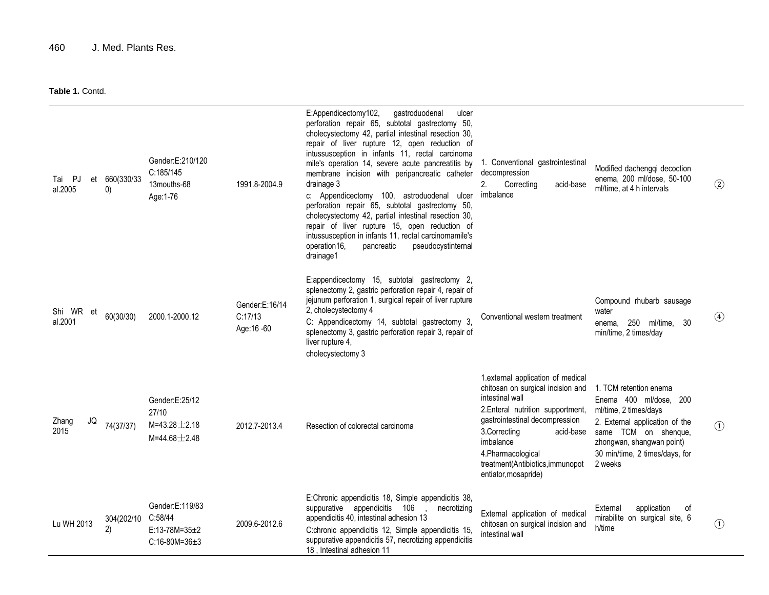**Table 1.** Contd.

| | | | | | | | |
|---|---|---|---|---|---|---|---|
| Tai PJ et al.2005 | 660(330/330) | Gender:E:210/120<br>C:185/145<br>13mouths-68<br>Age:1-76 | 1991.8-2004.9 | E:Appendicectomy102, gastroduodenal ulcer perforation repair 65, subtotal gastrectomy 50, cholecystectomy 42, partial intestinal resection 30, repair of liver rupture 12, open reduction of intussusception in infants 11, rectal carcinoma mile's operation 14, severe acute pancreatitis by membrane incision with peripancreatic catheter drainage 3<br>c: Appendicectomy 100, astroduodenal ulcer perforation repair 65, subtotal gastrectomy 50, cholecystectomy 42, partial intestinal resection 30, repair of liver rupture 15, open reduction of intussusception in infants 11, rectal carcinomamile's operation16, pancreatic pseudocystinternal drainage1 | 1. Conventional gastrointestinal decompression<br>2. Correcting acid-base imbalance | Modified dachengqi decoction enema, 200 ml/dose, 50-100 ml/time, at 4 h intervals | ② |
| Shi WR et al.2001 | 60(30/30) | 2000.1-2000.12 | Gender:E:16/14<br>C:17/13<br>Age:16 -60 | E:appendicectomy 15, subtotal gastrectomy 2, splenectomy 2, gastric perforation repair 4, repair of jejunum perforation 1, surgical repair of liver rupture 2, cholecystectomy 4<br>C: Appendicectomy 14, subtotal gastrectomy 3, splenectomy 3, gastric perforation repair 3, repair of liver rupture 4,<br>cholecystectomy 3 | Conventional western treatment | Compound rhubarb sausage water<br>enema, 250 ml/time, 30 min/time, 2 times/day | ④ |
| Zhang JQ 2015 | 74(37/37) | Gender:E:25/12<br>27/10<br>M=43.28±2.18<br>M=44.68±2.48 | 2012.7-2013.4 | Resection of colorectal carcinoma | 1.external application of medical chitosan on surgical incision and intestinal wall<br>2.Enteral nutrition supportment, gastrointestinal decompression<br>3.Correcting acid-base imbalance<br>4.Pharmacological treatment(Antibiotics,immunopotentiator,mosapride) | 1. TCM retention enema<br>Enema 400 ml/dose, 200 ml/time, 2 times/days<br>2. External application of the same TCM on shenque, zhongwan, shangwan point)<br>30 min/time, 2 times/days, for 2 weeks | ① |
| Lu WH 2013 | 304(202/102) | Gender:E:119/83<br>C:58/44<br>E:13-78M=35±2<br>C:16-80M=36±3 | 2009.6-2012.6 | E:Chronic appendicitis 18, Simple appendicitis 38, suppurative appendicitis 106 , necrotizing appendicitis 40, intestinal adhesion 13<br>C:chronic appendicitis 12, Simple appendicitis 15, suppurative appendicitis 57, necrotizing appendicitis 18 , Intestinal adhesion 11 | External application of medical chitosan on surgical incision and intestinal wall | External application of mirabilite on surgical site, 6 h/time | ① |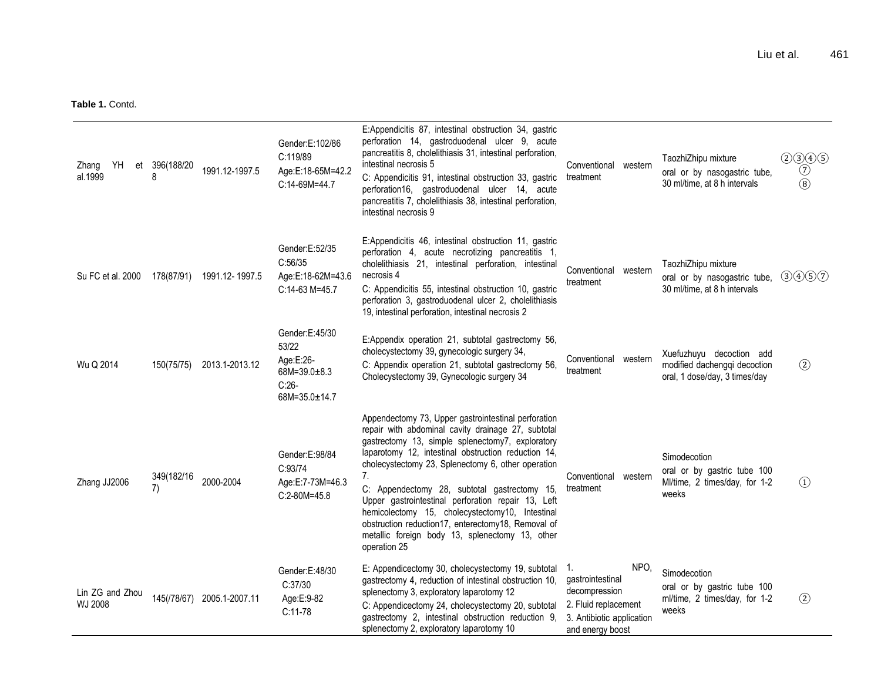**Table 1.** Contd.

| | | | | | | | |
|---|---|---|---|---|---|---|---|
| Zhang YH et al.1999 | 396(188/208 | 1991.12-1997.5 | Gender:E:102/86 C:119/89 Age:E:18-65M=42.2 C:14-69M=44.7 | E:Appendicitis 87, intestinal obstruction 34, gastric perforation 14, gastroduodenal ulcer 9, acute pancreatitis 8, cholelithiasis 31, intestinal perforation, intestinal necrosis 5 C: Appendicitis 91, intestinal obstruction 33, gastric perforation16, gastroduodenal ulcer 14, acute pancreatitis 7, cholelithiasis 38, intestinal perforation, intestinal necrosis 9 | Conventional western treatment | TaozhiZhipu mixture oral or by nasogastric tube, 30 ml/time, at 8 h intervals | ②③④⑤⑦⑧ |
| Su FC et al. 2000 | 178(87/91) | 1991.12- 1997.5 | Gender:E:52/35 C:56/35 Age:E:18-62M=43.6 C:14-63 M=45.7 | E:Appendicitis 46, intestinal obstruction 11, gastric perforation 4, acute necrotizing pancreatitis 1, cholelithiasis 21, intestinal perforation, intestinal necrosis 4 C: Appendicitis 55, intestinal obstruction 10, gastric perforation 3, gastroduodenal ulcer 2, cholelithiasis 19, intestinal perforation, intestinal necrosis 2 | Conventional western treatment | TaozhiZhipu mixture oral or by nasogastric tube, 30 ml/time, at 8 h intervals | ③④⑤⑦ |
| Wu Q 2014 | 150(75/75) | 2013.1-2013.12 | Gender:E:45/30 53/22 Age:E:26-68M=39.0±8.3 C:26-68M=35.0±14.7 | E:Appendix operation 21, subtotal gastrectomy 56, cholecystectomy 39, gynecologic surgery 34, C: Appendix operation 21, subtotal gastrectomy 56, Cholecystectomy 39, Gynecologic surgery 34 | Conventional western treatment | Xuefuzhuyu decoction add modified dachengqi decoction oral, 1 dose/day, 3 times/day | ② |
| Zhang JJ2006 | 349(182/167) | 2000-2004 | Gender:E:98/84 C:93/74 Age:E:7-73M=46.3 C:2-80M=45.8 | Appendectomy 73, Upper gastrointestinal perforation repair with abdominal cavity drainage 27, subtotal gastrectomy 13, simple splenectomy7, exploratory laparotomy 12, intestinal obstruction reduction 14, cholecystectomy 23, Splenectomy 6, other operation 7. C: Appendectomy 28, subtotal gastrectomy 15, Upper gastrointestinal perforation repair 13, Left hemicolectomy 15, cholecystectomy10, Intestinal obstruction reduction17, enterectomy18, Removal of metallic foreign body 13, splenectomy 13, other operation 25 | Conventional western treatment | Simodecotion oral or by gastric tube 100 Ml/time, 2 times/day, for 1-2 weeks | ① |
| Lin ZG and Zhou WJ 2008 | 145(/78/67) | 2005.1-2007.11 | Gender:E:48/30 C:37/30 Age:E:9-82 C:11-78 | E: Appendicectomy 30, cholecystectomy 19, subtotal gastrectomy 4, reduction of intestinal obstruction 10, splenectomy 3, exploratory laparotomy 12 C: Appendicectomy 24, cholecystectomy 20, subtotal gastrectomy 2, intestinal obstruction reduction 9, splenectomy 2, exploratory laparotomy 10 | 1. NPO, gastrointestinal decompression 2. Fluid replacement 3. Antibiotic application and energy boost | Simodecotion oral or by gastric tube 100 ml/time, 2 times/day, for 1-2 weeks | ② |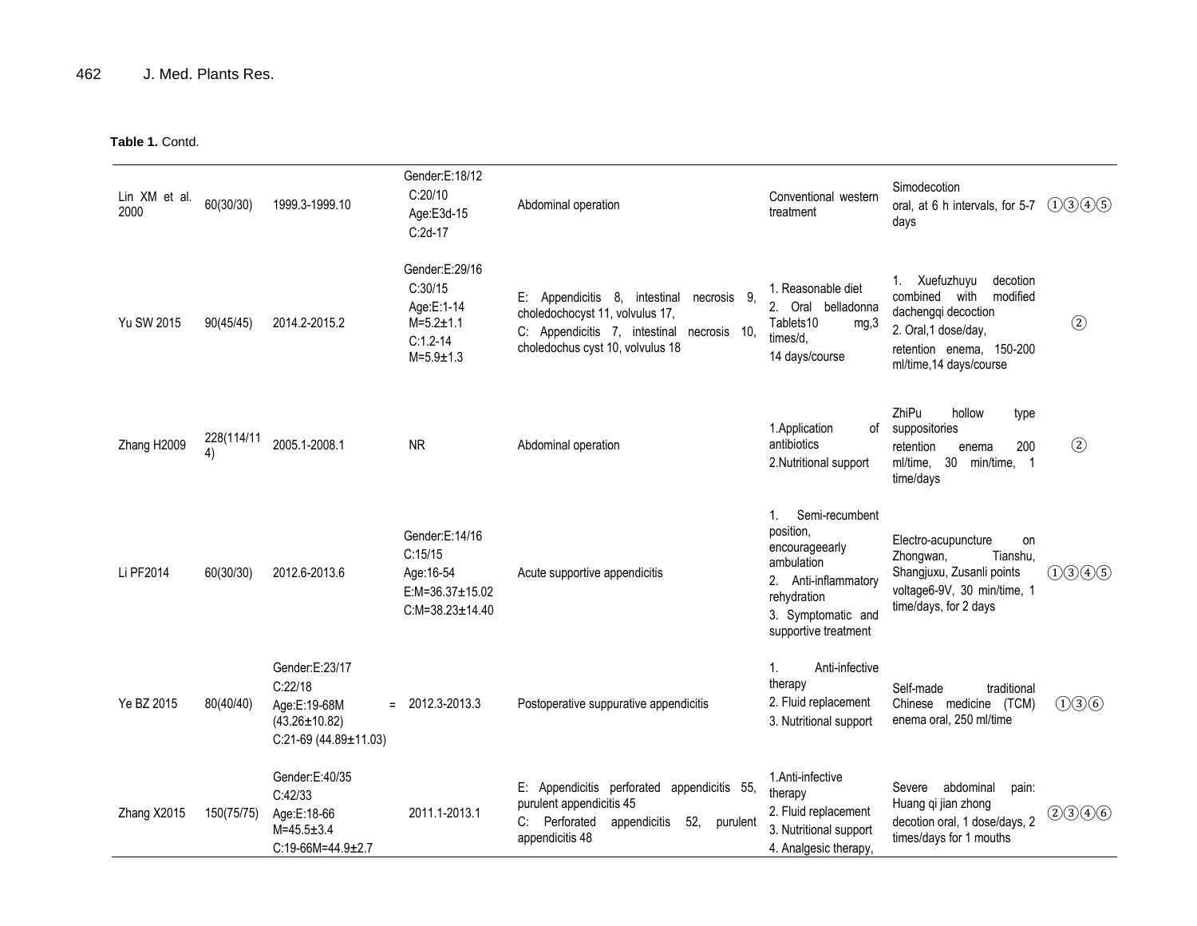**Table 1.** Contd.

| | | | | | | | |
|---|---|---|---|---|---|---|---|
| Lin XM et al. 2000 | 60(30/30) | 1999.3-1999.10 | Gender:E:18/12 C:20/10 Age:E3d-15 C:2d-17 | Abdominal operation | Conventional western treatment | Simodecotion oral, at 6 h intervals, for 5-7 days | ①③④⑤ |
| Yu SW 2015 | 90(45/45) | 2014.2-2015.2 | Gender:E:29/16 C:30/15 Age:E:1-14 M=5.2±1.1 C:1.2-14 M=5.9±1.3 | E: Appendicitis 8, intestinal necrosis 9, choledochocyst 11, volvulus 17, C: Appendicitis 7, intestinal necrosis 10, choledochus cyst 10, volvulus 18 | 1. Reasonable diet 2. Oral belladonna Tablets10 mg,3 times/d, 14 days/course | 1. Xuefuzhuyu decotion combined with modified dachengqi decoction 2. Oral,1 dose/day, retention enema, 150-200 ml/time,14 days/course | ② |
| Zhang H2009 | 228(114/114) | 2005.1-2008.1 | NR | Abdominal operation | 1.Application of antibiotics 2.Nutritional support | ZhiPu hollow type suppositories retention enema 200 ml/time, 30 min/time, 1 time/days | ② |
| Li PF2014 | 60(30/30) | 2012.6-2013.6 | Gender:E:14/16 C:15/15 Age:16-54 E:M=36.37±15.02 C:M=38.23±14.40 | Acute supportive appendicitis | 1. Semi-recumbent position, encourageearly ambulation 2. Anti-inflammatory rehydration 3. Symptomatic and supportive treatment | Electro-acupuncture on Zhongwan, Tianshu, Shangjuxu, Zusanli points voltage6-9V, 30 min/time, 1 time/days, for 2 days | ①③④⑤ |
| Ye BZ 2015 | 80(40/40) | Gender:E:23/17 C:22/18 Age:E:19-68M = (43.26±10.82) C:21-69 (44.89±11.03) | 2012.3-2013.3 | Postoperative suppurative appendicitis | 1. Anti-infective therapy 2. Fluid replacement 3. Nutritional support | Self-made traditional Chinese medicine (TCM) enema oral, 250 ml/time | ①③⑥ |
| Zhang X2015 | 150(75/75) | Gender:E:40/35 C:42/33 Age:E:18-66 M=45.5±3.4 C:19-66M=44.9±2.7 | 2011.1-2013.1 | E: Appendicitis perforated appendicitis 55, purulent appendicitis 45 C: Perforated appendicitis 52, purulent appendicitis 48 | 1.Anti-infective therapy 2. Fluid replacement 3. Nutritional support 4. Analgesic therapy, | Severe abdominal pain: Huang qi jian zhong decotion oral, 1 dose/days, 2 times/days for 1 mouths | ②③④⑥ |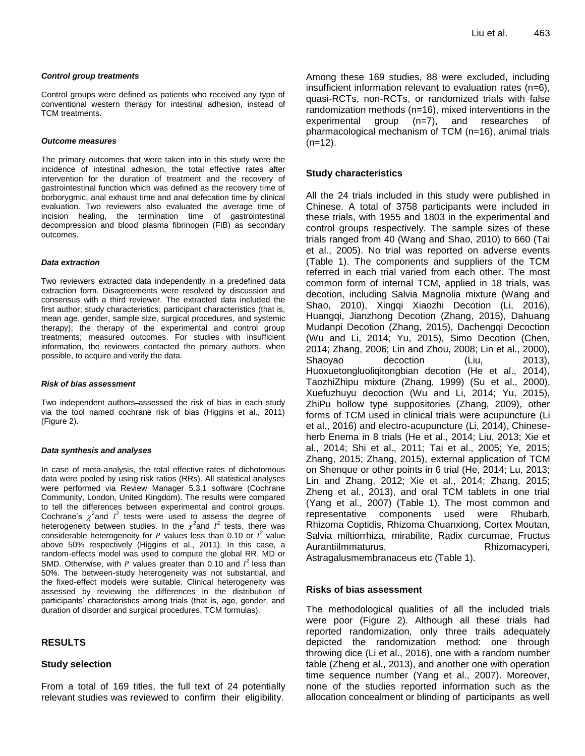#### *Control group treatments*

Control groups were defined as patients who received any type of conventional western therapy for intestinal adhesion, instead of TCM treatments.

#### *Outcome measures*

The primary outcomes that were taken into in this study were the incidence of intestinal adhesion, the total effective rates after intervention for the duration of treatment and the recovery of gastrointestinal function which was defined as the recovery time of borborygmic, anal exhaust time and anal defecation time by clinical evaluation. Two reviewers also evaluated the average time of incision healing, the termination time of gastrointestinal decompression and blood plasma fibrinogen (FIB) as secondary outcomes.

#### *Data extraction*

Two reviewers extracted data independently in a predefined data extraction form. Disagreements were resolved by discussion and consensus with a third reviewer. The extracted data included the first author; study characteristics; participant characteristics (that is, mean age, gender, sample size, surgical procedures, and systemic therapy); the therapy of the experimental and control group treatments; measured outcomes. For studies with insufficient information, the reviewers contacted the primary authors, when possible, to acquire and verify the data.

#### *Risk of bias assessment*

Two independent authors assessed the risk of bias in each study via the tool named cochrane risk of bias (Higgins et al., 2011) (Figure 2).

#### *Data synthesis and analyses*

In case of meta-analysis, the total effective rates of dichotomous data were pooled by using risk ratios (RRs). All statistical analyses were performed via Review Manager 5.3.1 software (Cochrane Community, London, United Kingdom). The results were compared to tell the differences between experimental and control groups. Cochrane's $\chi^2$and $I^2$ tests were used to assess the degree of heterogeneity between studies. In the $\chi^2$and $I^2$ tests, there was considerable heterogeneity for $P$ values less than 0.10 or $I^2$ value above 50% respectively (Higgins et al., 2011). In this case, a random-effects model was used to compute the global RR, MD or SMD. Otherwise, with $P$ values greater than 0.10 and $I^2$ less than 50%. The between-study heterogeneity was not substantial, and the fixed-effect models were suitable. Clinical heterogeneity was assessed by reviewing the differences in the distribution of participants' characteristics among trials (that is, age, gender, and duration of disorder and surgical procedures, TCM formulas).

## RESULTS

### Study selection

From a total of 169 titles, the full text of 24 potentially relevant studies was reviewed to confirm their eligibility. Among these 169 studies, 88 were excluded, including insufficient information relevant to evaluation rates (n=6), quasi-RCTs, non-RCTs, or randomized trials with false randomization methods (n=16), mixed interventions in the experimental group (n=7), and researches of pharmacological mechanism of TCM (n=16), animal trials (n=12).

### Study characteristics

All the 24 trials included in this study were published in Chinese. A total of 3758 participants were included in these trials, with 1955 and 1803 in the experimental and control groups respectively. The sample sizes of these trials ranged from 40 (Wang and Shao, 2010) to 660 (Tai et al., 2005). No trial was reported on adverse events (Table 1). The components and suppliers of the TCM referred in each trial varied from each other. The most common form of internal TCM, applied in 18 trials, was decotion, including Salvia Magnolia mixture (Wang and Shao, 2010), Xingqi Xiaozhi Decotion (Li, 2016), Huangqi, Jianzhong Decotion (Zhang, 2015), Dahuang Mudanpi Decotion (Zhang, 2015), Dachengqi Decoction (Wu and Li, 2014; Yu, 2015), Simo Decotion (Chen, 2014; Zhang, 2006; Lin and Zhou, 2008; Lin et al., 2000), Shaoyao decoction (Liu, 2013), Huoxuetongluoliqitongbian decotion (He et al., 2014), TaozhiZhipu mixture (Zhang, 1999) (Su et al., 2000), Xuefuzhuyu decoction (Wu and Li, 2014; Yu, 2015), ZhiPu hollow type suppositories (Zhang, 2009), other forms of TCM used in clinical trials were acupuncture (Li et al., 2016) and electro-acupuncture (Li, 2014), Chinese-herb Enema in 8 trials (He et al., 2014; Liu, 2013; Xie et al., 2014; Shi et al., 2011; Tai et al., 2005; Ye, 2015; Zhang, 2015; Zhang, 2015), external application of TCM on Shenque or other points in 6 trial (He, 2014; Lu, 2013; Lin and Zhang, 2012; Xie et al., 2014; Zhang, 2015; Zheng et al., 2013), and oral TCM tablets in one trial (Yang et al., 2007) (Table 1). The most common and representative components used were Rhubarb, Rhizoma Coptidis, Rhizoma Chuanxiong, Cortex Moutan, Salvia miltiorrhiza, mirabilite, Radix curcumae, Fructus AurantiiImmaturus, Rhizomacyperi, Astragalusmembranaceus etc (Table 1).

### Risks of bias assessment

The methodological qualities of all the included trials were poor (Figure 2). Although all these trials had reported randomization, only three trails adequately depicted the randomization method: one through throwing dice (Li et al., 2016), one with a random number table (Zheng et al., 2013), and another one with operation time sequence number (Yang et al., 2007). Moreover, none of the studies reported information such as the allocation concealment or blinding of participants as well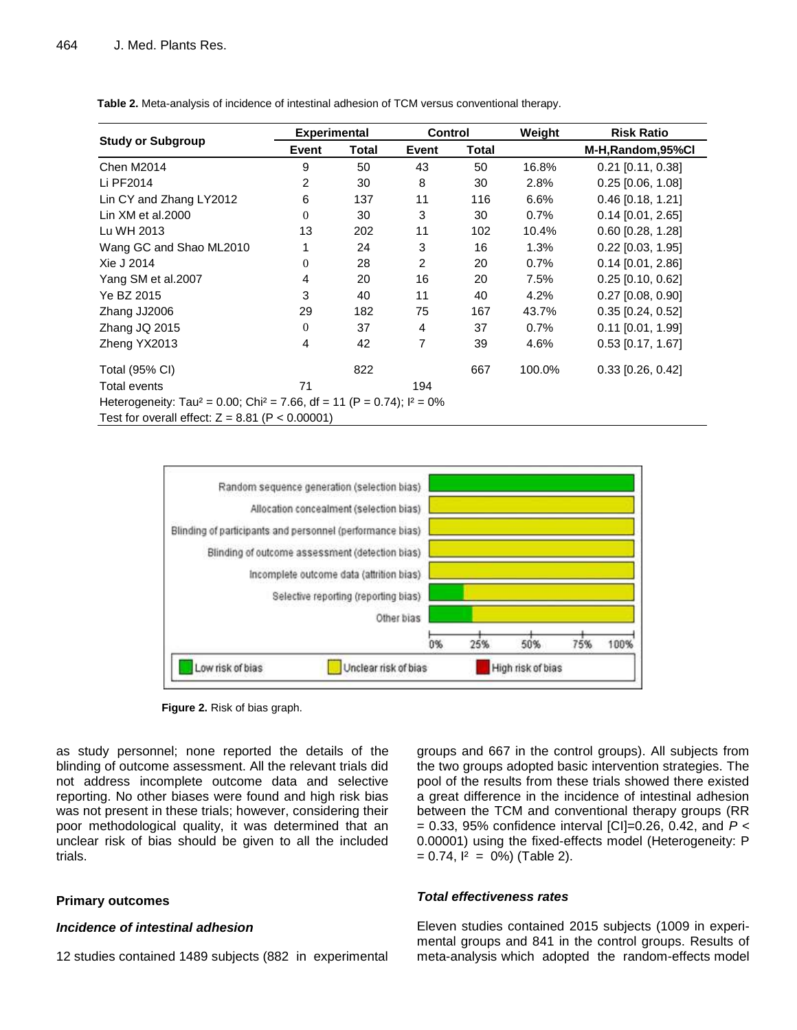**Table 2.** Meta-analysis of incidence of intestinal adhesion of TCM versus conventional therapy.

| Study or Subgroup | Experimental | | Control | | Weight | Risk Ratio |
|---|---|---|---|---|---|---|
| | Event | Total | Event | Total | | M-H,Random,95%CI |
| Chen M2014 | 9 | 50 | 43 | 50 | 16.8% | 0.21 [0.11, 0.38] |
| Li PF2014 | 2 | 30 | 8 | 30 | 2.8% | 0.25 [0.06, 1.08] |
| Lin CY and Zhang LY2012 | 6 | 137 | 11 | 116 | 6.6% | 0.46 [0.18, 1.21] |
| Lin XM et al.2000 | 0 | 30 | 3 | 30 | 0.7% | 0.14 [0.01, 2.65] |
| Lu WH 2013 | 13 | 202 | 11 | 102 | 10.4% | 0.60 [0.28, 1.28] |
| Wang GC and Shao ML2010 | 1 | 24 | 3 | 16 | 1.3% | 0.22 [0.03, 1.95] |
| Xie J 2014 | 0 | 28 | 2 | 20 | 0.7% | 0.14 [0.01, 2.86] |
| Yang SM et al.2007 | 4 | 20 | 16 | 20 | 7.5% | 0.25 [0.10, 0.62] |
| Ye BZ 2015 | 3 | 40 | 11 | 40 | 4.2% | 0.27 [0.08, 0.90] |
| Zhang JJ2006 | 29 | 182 | 75 | 167 | 43.7% | 0.35 [0.24, 0.52] |
| Zhang JQ 2015 | 0 | 37 | 4 | 37 | 0.7% | 0.11 [0.01, 1.99] |
| Zheng YX2013 | 4 | 42 | 7 | 39 | 4.6% | 0.53 [0.17, 1.67] |
| Total (95% CI) | | 822 | | 667 | 100.0% | 0.33 [0.26, 0.42] |
| Total events | 71 | | 194 | | | |
| Heterogeneity: Tau² = 0.00; Chi² = 7.66, df = 11 (P = 0.74); I² = 0% | | | | | | |
| Test for overall effect: Z = 8.81 (P < 0.00001) | | | | | | |

**Figure 2.** Risk of bias graph.

as study personnel; none reported the details of the blinding of outcome assessment. All the relevant trials did not address incomplete outcome data and selective reporting. No other biases were found and high risk bias was not present in these trials; however, considering their poor methodological quality, it was determined that an unclear risk of bias should be given to all the included trials.

## Primary outcomes

### *Incidence of intestinal adhesion*

12 studies contained 1489 subjects (882 in experimental groups and 667 in the control groups). All subjects from the two groups adopted basic intervention strategies. The pool of the results from these trials showed there existed a great difference in the incidence of intestinal adhesion between the TCM and conventional therapy groups (RR = 0.33, 95% confidence interval [CI]=0.26, 0.42, and $P < 0.00001$) using the fixed-effects model (Heterogeneity: P = 0.74, $I^2$ = 0%) (Table 2).

### *Total effectiveness rates*

Eleven studies contained 2015 subjects (1009 in experimental groups and 841 in the control groups. Results of meta-analysis which adopted the random-effects model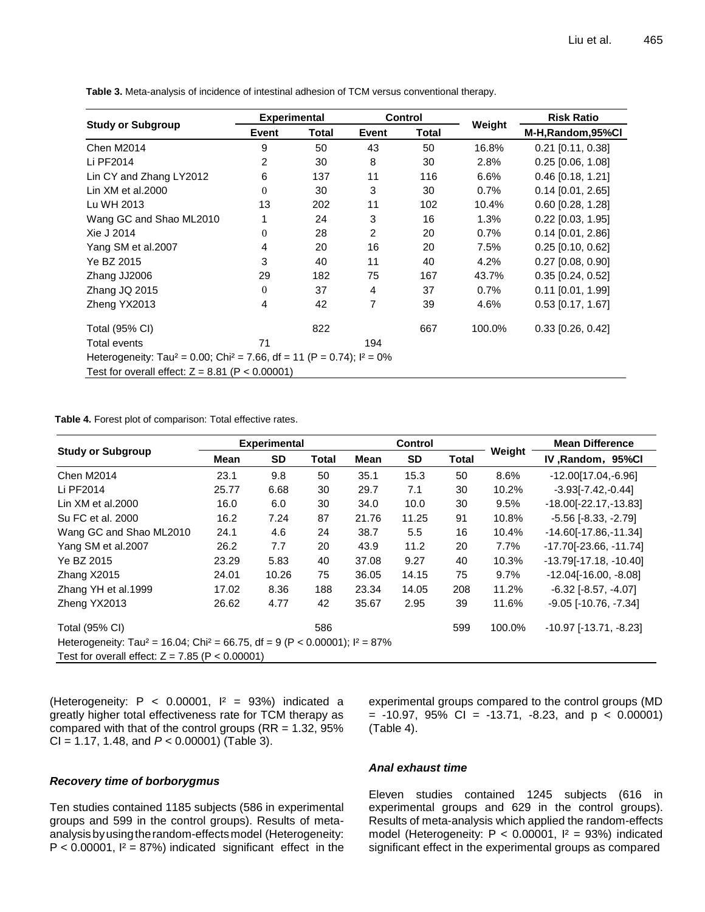**Table 3.** Meta-analysis of incidence of intestinal adhesion of TCM versus conventional therapy.

| Study or Subgroup | Experimental | | Control | | Weight | Risk Ratio |
|---|---|---|---|---|---|---|
| | Event | Total | Event | Total | | M-H,Random,95%CI |
| Chen M2014 | 9 | 50 | 43 | 50 | 16.8% | 0.21 [0.11, 0.38] |
| Li PF2014 | 2 | 30 | 8 | 30 | 2.8% | 0.25 [0.06, 1.08] |
| Lin CY and Zhang LY2012 | 6 | 137 | 11 | 116 | 6.6% | 0.46 [0.18, 1.21] |
| Lin XM et al.2000 | 0 | 30 | 3 | 30 | 0.7% | 0.14 [0.01, 2.65] |
| Lu WH 2013 | 13 | 202 | 11 | 102 | 10.4% | 0.60 [0.28, 1.28] |
| Wang GC and Shao ML2010 | 1 | 24 | 3 | 16 | 1.3% | 0.22 [0.03, 1.95] |
| Xie J 2014 | 0 | 28 | 2 | 20 | 0.7% | 0.14 [0.01, 2.86] |
| Yang SM et al.2007 | 4 | 20 | 16 | 20 | 7.5% | 0.25 [0.10, 0.62] |
| Ye BZ 2015 | 3 | 40 | 11 | 40 | 4.2% | 0.27 [0.08, 0.90] |
| Zhang JJ2006 | 29 | 182 | 75 | 167 | 43.7% | 0.35 [0.24, 0.52] |
| Zhang JQ 2015 | 0 | 37 | 4 | 37 | 0.7% | 0.11 [0.01, 1.99] |
| Zheng YX2013 | 4 | 42 | 7 | 39 | 4.6% | 0.53 [0.17, 1.67] |
| Total (95% CI) | | 822 | | 667 | 100.0% | 0.33 [0.26, 0.42] |
| Total events | 71 | | 194 | | | |
| Heterogeneity: $Tau^2 = 0.00$; $Chi^2 = 7.66$, df = 11 (P = 0.74); $I^2 = 0\%$ | | | | | | |
| Test for overall effect: Z = 8.81 (P < 0.00001) | | | | | | |

**Table 4.** Forest plot of comparison: Total effective rates.

| Study or Subgroup | Experimental | | | Control | | | Weight | Mean Difference |
|---|---|---|---|---|---|---|---|---|
| | Mean | SD | Total | Mean | SD | Total | | IV ,Random, 95%CI |
| Chen M2014 | 23.1 | 9.8 | 50 | 35.1 | 15.3 | 50 | 8.6% | -12.00[17.04,-6.96] |
| Li PF2014 | 25.77 | 6.68 | 30 | 29.7 | 7.1 | 30 | 10.2% | -3.93[-7.42,-0.44] |
| Lin XM et al.2000 | 16.0 | 6.0 | 30 | 34.0 | 10.0 | 30 | 9.5% | -18.00[-22.17,-13.83] |
| Su FC et al. 2000 | 16.2 | 7.24 | 87 | 21.76 | 11.25 | 91 | 10.8% | -5.56 [-8.33, -2.79] |
| Wang GC and Shao ML2010 | 24.1 | 4.6 | 24 | 38.7 | 5.5 | 16 | 10.4% | -14.60[-17.86,-11.34] |
| Yang SM et al.2007 | 26.2 | 7.7 | 20 | 43.9 | 11.2 | 20 | 7.7% | -17.70[-23.66, -11.74] |
| Ye BZ 2015 | 23.29 | 5.83 | 40 | 37.08 | 9.27 | 40 | 10.3% | -13.79[-17.18, -10.40] |
| Zhang X2015 | 24.01 | 10.26 | 75 | 36.05 | 14.15 | 75 | 9.7% | -12.04[-16.00, -8.08] |
| Zhang YH et al.1999 | 17.02 | 8.36 | 188 | 23.34 | 14.05 | 208 | 11.2% | -6.32 [-8.57, -4.07] |
| Zheng YX2013 | 26.62 | 4.77 | 42 | 35.67 | 2.95 | 39 | 11.6% | -9.05 [-10.76, -7.34] |
| Total (95% CI) | | | 586 | | | 599 | 100.0% | -10.97 [-13.71, -8.23] |
| Heterogeneity: $Tau^2 = 16.04$; $Chi^2 = 66.75$, df = 9 (P < 0.00001); $I^2 = 87\%$ | | | | | | | | |
| Test for overall effect: Z = 7.85 (P < 0.00001) | | | | | | | | |

(Heterogeneity: $P < 0.00001$, $I^2 = 93\%$) indicated a greatly higher total effectiveness rate for TCM therapy as compared with that of the control groups (RR = 1.32, 95% CI = 1.17, 1.48, and $P < 0.00001$) (Table 3).

### *Recovery time of borborygmus*

Ten studies contained 1185 subjects (586 in experimental groups and 599 in the control groups). Results of meta-analysis by using the random-effects model (Heterogeneity: $P < 0.00001$, $I^2 = 87\%$) indicated significant effect in the experimental groups compared to the control groups (MD = -10.97, 95% CI = -13.71, -8.23, and $p < 0.00001$) (Table 4).

### *Anal exhaust time*

Eleven studies contained 1245 subjects (616 in experimental groups and 629 in the control groups). Results of meta-analysis which applied the random-effects model (Heterogeneity: $P < 0.00001$, $I^2 = 93\%$) indicated significant effect in the experimental groups as compared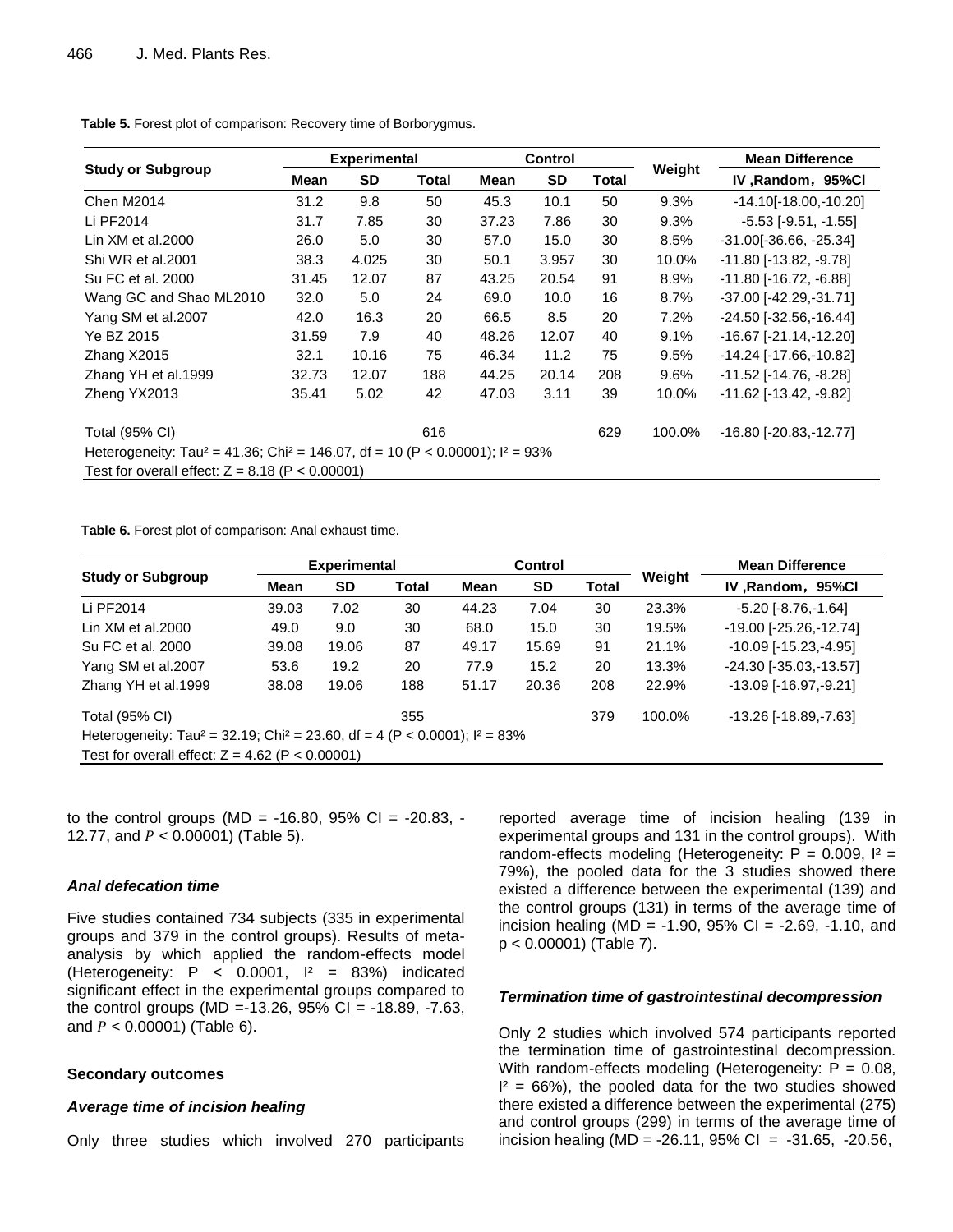**Table 5.** Forest plot of comparison: Recovery time of Borborygmus.

| Study or Subgroup | Experimental | | | Control | | | Weight | Mean Difference |
|---|---|---|---|---|---|---|---|---|
| | Mean | SD | Total | Mean | SD | Total | | IV ,Random，95%Cl |
| Chen M2014 | 31.2 | 9.8 | 50 | 45.3 | 10.1 | 50 | 9.3% | -14.10[-18.00,-10.20] |
| Li PF2014 | 31.7 | 7.85 | 30 | 37.23 | 7.86 | 30 | 9.3% | -5.53 [-9.51, -1.55] |
| Lin XM et al.2000 | 26.0 | 5.0 | 30 | 57.0 | 15.0 | 30 | 8.5% | -31.00[-36.66, -25.34] |
| Shi WR et al.2001 | 38.3 | 4.025 | 30 | 50.1 | 3.957 | 30 | 10.0% | -11.80 [-13.82, -9.78] |
| Su FC et al. 2000 | 31.45 | 12.07 | 87 | 43.25 | 20.54 | 91 | 8.9% | -11.80 [-16.72, -6.88] |
| Wang GC and Shao ML2010 | 32.0 | 5.0 | 24 | 69.0 | 10.0 | 16 | 8.7% | -37.00 [-42.29,-31.71] |
| Yang SM et al.2007 | 42.0 | 16.3 | 20 | 66.5 | 8.5 | 20 | 7.2% | -24.50 [-32.56,-16.44] |
| Ye BZ 2015 | 31.59 | 7.9 | 40 | 48.26 | 12.07 | 40 | 9.1% | -16.67 [-21.14,-12.20] |
| Zhang X2015 | 32.1 | 10.16 | 75 | 46.34 | 11.2 | 75 | 9.5% | -14.24 [-17.66,-10.82] |
| Zhang YH et al.1999 | 32.73 | 12.07 | 188 | 44.25 | 20.14 | 208 | 9.6% | -11.52 [-14.76, -8.28] |
| Zheng YX2013 | 35.41 | 5.02 | 42 | 47.03 | 3.11 | 39 | 10.0% | -11.62 [-13.42, -9.82] |
| Total (95% CI) | | | 616 | | | 629 | 100.0% | -16.80 [-20.83,-12.77] |
| Heterogeneity: $Tau^2 = 41.36$; $Chi^2 = 146.07$, df = 10 ($P < 0.00001$); $I^2 = 93\%$ | | | | | | | | |
| Test for overall effect: Z = 8.18 ($P < 0.00001$) | | | | | | | | |

**Table 6.** Forest plot of comparison: Anal exhaust time.

| Study or Subgroup | Experimental | | | Control | | | Weight | Mean Difference |
|---|---|---|---|---|---|---|---|---|
| | Mean | SD | Total | Mean | SD | Total | | IV ,Random，95%Cl |
| Li PF2014 | 39.03 | 7.02 | 30 | 44.23 | 7.04 | 30 | 23.3% | -5.20 [-8.76,-1.64] |
| Lin XM et al.2000 | 49.0 | 9.0 | 30 | 68.0 | 15.0 | 30 | 19.5% | -19.00 [-25.26,-12.74] |
| Su FC et al. 2000 | 39.08 | 19.06 | 87 | 49.17 | 15.69 | 91 | 21.1% | -10.09 [-15.23,-4.95] |
| Yang SM et al.2007 | 53.6 | 19.2 | 20 | 77.9 | 15.2 | 20 | 13.3% | -24.30 [-35.03,-13.57] |
| Zhang YH et al.1999 | 38.08 | 19.06 | 188 | 51.17 | 20.36 | 208 | 22.9% | -13.09 [-16.97,-9.21] |
| Total (95% CI) | | | 355 | | | 379 | 100.0% | -13.26 [-18.89,-7.63] |
| Heterogeneity: $Tau^2 = 32.19$; $Chi^2 = 23.60$, df = 4 ($P < 0.0001$); $I^2 = 83\%$ | | | | | | | | |
| Test for overall effect: Z = 4.62 ($P < 0.00001$) | | | | | | | | |

to the control groups (MD = -16.80, 95% CI = -20.83, -12.77, and $P < 0.00001$) (Table 5).

### *Anal defecation time*

Five studies contained 734 subjects (335 in experimental groups and 379 in the control groups). Results of meta-analysis by which applied the random-effects model (Heterogeneity: $P < 0.0001$, $I^2 = 83\%$) indicated significant effect in the experimental groups compared to the control groups (MD =-13.26, 95% CI = -18.89, -7.63, and $P < 0.00001$) (Table 6).

### **Secondary outcomes**

### *Average time of incision healing*

Only three studies which involved 270 participants reported average time of incision healing (139 in experimental groups and 131 in the control groups). With random-effects modeling (Heterogeneity: $P = 0.009$, $I^2 = 79\%$), the pooled data for the 3 studies showed there existed a difference between the experimental (139) and the control groups (131) in terms of the average time of incision healing (MD = -1.90, 95% CI = -2.69, -1.10, and $p < 0.00001$) (Table 7).

### *Termination time of gastrointestinal decompression*

Only 2 studies which involved 574 participants reported the termination time of gastrointestinal decompression. With random-effects modeling (Heterogeneity: $P = 0.08$, $I^2 = 66\%$), the pooled data for the two studies showed there existed a difference between the experimental (275) and control groups (299) in terms of the average time of incision healing (MD = -26.11, 95% CI = -31.65, -20.56,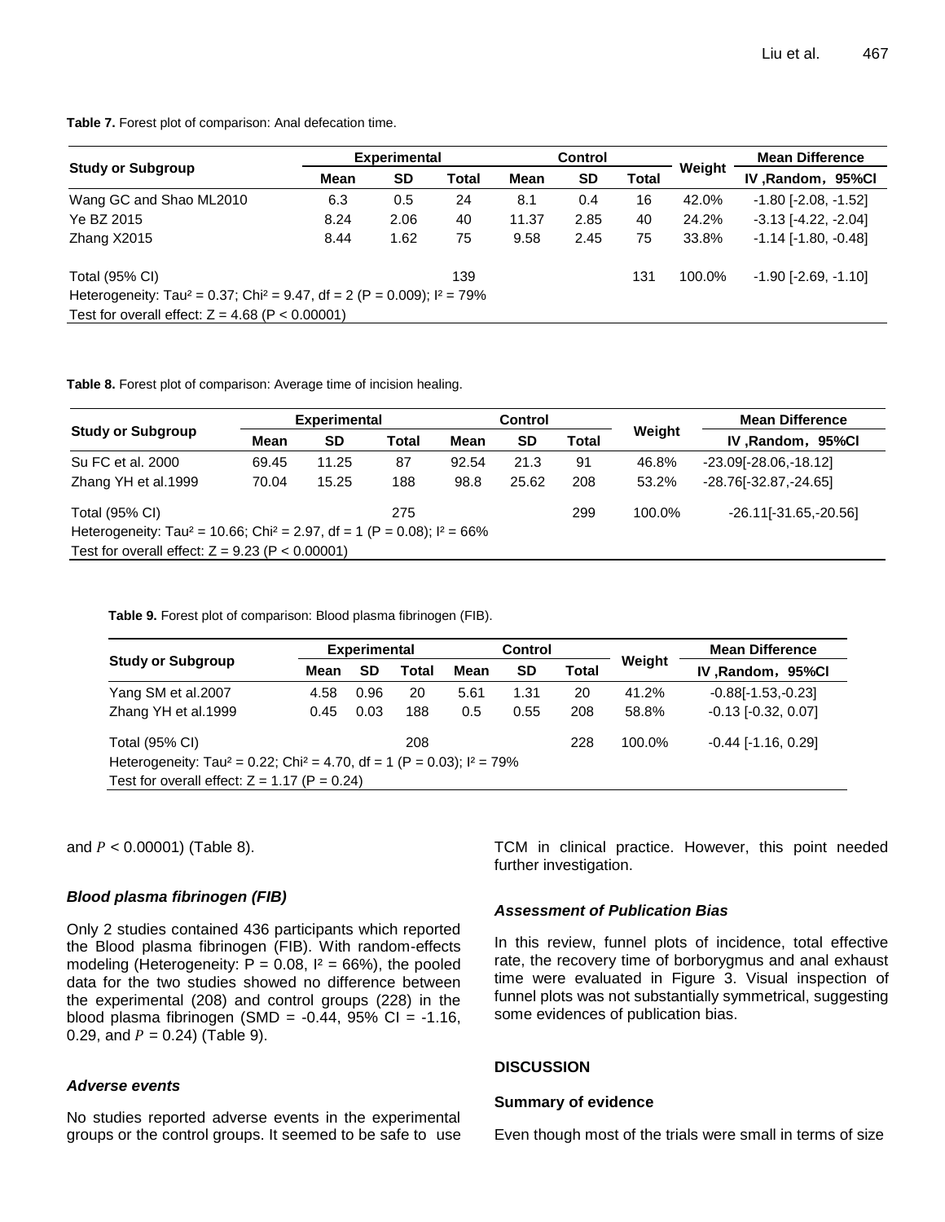**Table 7.** Forest plot of comparison: Anal defecation time.

| Study or Subgroup | Experimental | | | Control | | | Weight | Mean Difference |
|---|---|---|---|---|---|---|---|---|
| | Mean | SD | Total | Mean | SD | Total | | IV ,Random，95%CI |
| Wang GC and Shao ML2010 | 6.3 | 0.5 | 24 | 8.1 | 0.4 | 16 | 42.0% | -1.80 [-2.08, -1.52] |
| Ye BZ 2015 | 8.24 | 2.06 | 40 | 11.37 | 2.85 | 40 | 24.2% | -3.13 [-4.22, -2.04] |
| Zhang X2015 | 8.44 | 1.62 | 75 | 9.58 | 2.45 | 75 | 33.8% | -1.14 [-1.80, -0.48] |
| Total (95% CI) | | | 139 | | | 131 | 100.0% | -1.90 [-2.69, -1.10] |
| Heterogeneity: Tau² = 0.37; Chi² = 9.47, df = 2 (P = 0.009); I² = 79% | | | | | | | | |
| Test for overall effect: Z = 4.68 (P < 0.00001) | | | | | | | | |

**Table 8.** Forest plot of comparison: Average time of incision healing.

| Study or Subgroup | Experimental | | | Control | | | Weight | Mean Difference |
|---|---|---|---|---|---|---|---|---|
| | Mean | SD | Total | Mean | SD | Total | | IV ,Random，95%CI |
| Su FC et al. 2000 | 69.45 | 11.25 | 87 | 92.54 | 21.3 | 91 | 46.8% | -23.09[-28.06,-18.12] |
| Zhang YH et al.1999 | 70.04 | 15.25 | 188 | 98.8 | 25.62 | 208 | 53.2% | -28.76[-32.87,-24.65] |
| Total (95% CI) | | | 275 | | | 299 | 100.0% | -26.11[-31.65,-20.56] |
| Heterogeneity: Tau² = 10.66; Chi² = 2.97, df = 1 (P = 0.08); I² = 66% | | | | | | | | |
| Test for overall effect: Z = 9.23 (P < 0.00001) | | | | | | | | |

**Table 9.** Forest plot of comparison: Blood plasma fibrinogen (FIB).

| Study or Subgroup | Experimental | | | Control | | | Weight | Mean Difference |
|---|---|---|---|---|---|---|---|---|
| | Mean | SD | Total | Mean | SD | Total | | IV ,Random，95%CI |
| Yang SM et al.2007 | 4.58 | 0.96 | 20 | 5.61 | 1.31 | 20 | 41.2% | -0.88[-1.53,-0.23] |
| Zhang YH et al.1999 | 0.45 | 0.03 | 188 | 0.5 | 0.55 | 208 | 58.8% | -0.13 [-0.32, 0.07] |
| Total (95% CI) | | | 208 | | | 228 | 100.0% | -0.44 [-1.16, 0.29] |
| Heterogeneity: Tau² = 0.22; Chi² = 4.70, df = 1 (P = 0.03); I² = 79% | | | | | | | | |
| Test for overall effect: Z = 1.17 (P = 0.24) | | | | | | | | |

and $P$ < 0.00001) (Table 8).

### *Blood plasma fibrinogen (FIB)*

Only 2 studies contained 436 participants which reported the Blood plasma fibrinogen (FIB). With random-effects modeling (Heterogeneity: P = 0.08, $I^2$ = 66%), the pooled data for the two studies showed no difference between the experimental (208) and control groups (228) in the blood plasma fibrinogen (SMD = -0.44, 95% CI = -1.16, 0.29, and $P$ = 0.24) (Table 9).

### *Adverse events*

No studies reported adverse events in the experimental groups or the control groups. It seemed to be safe to use TCM in clinical practice. However, this point needed further investigation.

### *Assessment of Publication Bias*

In this review, funnel plots of incidence, total effective rate, the recovery time of borborygmus and anal exhaust time were evaluated in Figure 3. Visual inspection of funnel plots was not substantially symmetrical, suggesting some evidences of publication bias.

## DISCUSSION

### Summary of evidence

Even though most of the trials were small in terms of size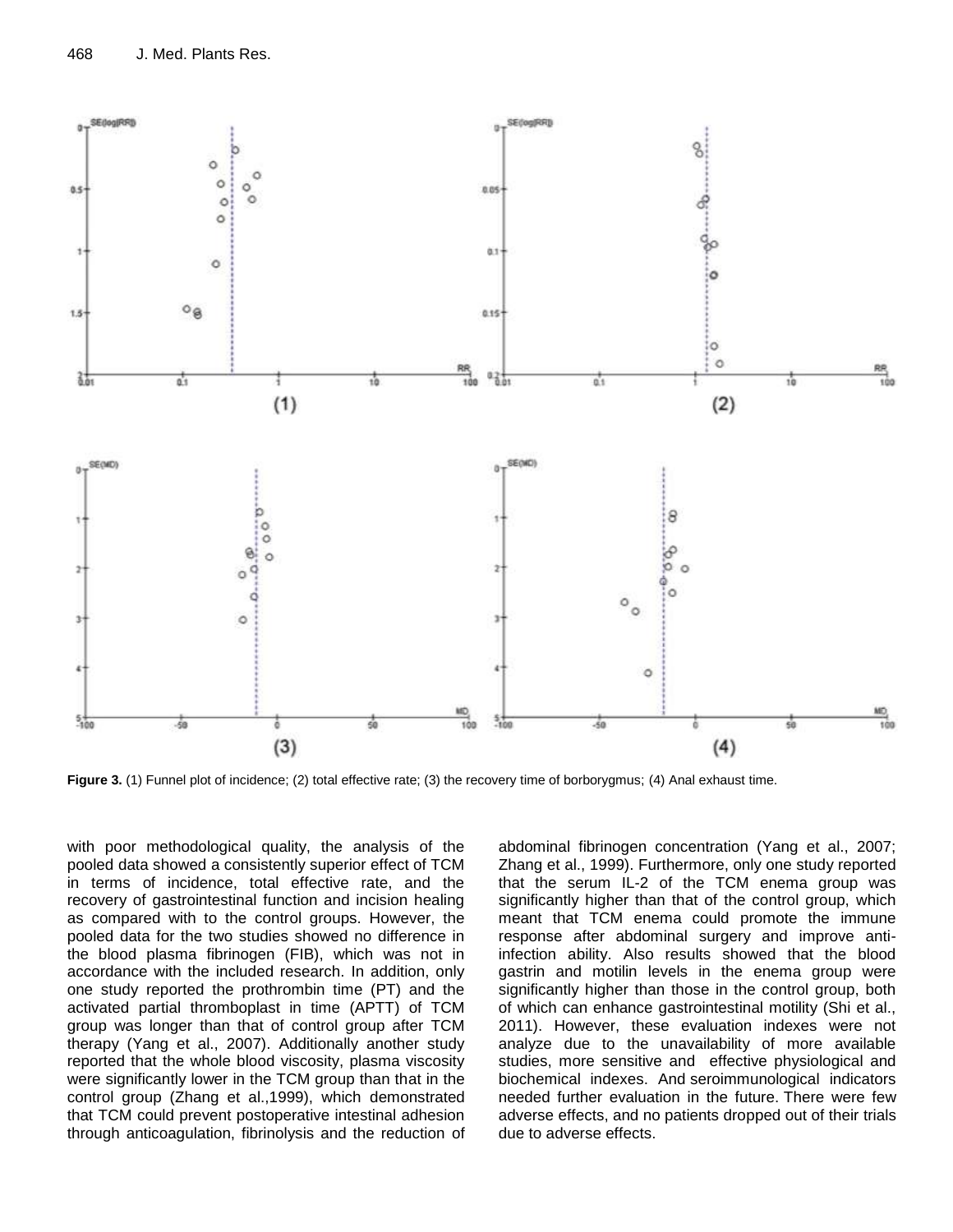Figure 3. (1) Funnel plot of incidence; (2) total effective rate; (3) the recovery time of borborygmus; (4) Anal exhaust time.

with poor methodological quality, the analysis of the pooled data showed a consistently superior effect of TCM in terms of incidence, total effective rate, and the recovery of gastrointestinal function and incision healing as compared with to the control groups. However, the pooled data for the two studies showed no difference in the blood plasma fibrinogen (FIB), which was not in accordance with the included research. In addition, only one study reported the prothrombin time (PT) and the activated partial thromboplast in time (APTT) of TCM group was longer than that of control group after TCM therapy (Yang et al., 2007). Additionally another study reported that the whole blood viscosity, plasma viscosity were significantly lower in the TCM group than that in the control group (Zhang et al.,1999), which demonstrated that TCM could prevent postoperative intestinal adhesion through anticoagulation, fibrinolysis and the reduction of abdominal fibrinogen concentration (Yang et al., 2007; Zhang et al., 1999). Furthermore, only one study reported that the serum IL-2 of the TCM enema group was significantly higher than that of the control group, which meant that TCM enema could promote the immune response after abdominal surgery and improve anti-infection ability. Also results showed that the blood gastrin and motilin levels in the enema group were significantly higher than those in the control group, both of which can enhance gastrointestinal motility (Shi et al., 2011). However, these evaluation indexes were not analyze due to the unavailability of more available studies, more sensitive and effective physiological and biochemical indexes. And seroimmunological indicators needed further evaluation in the future. There were few adverse effects, and no patients dropped out of their trials due to adverse effects.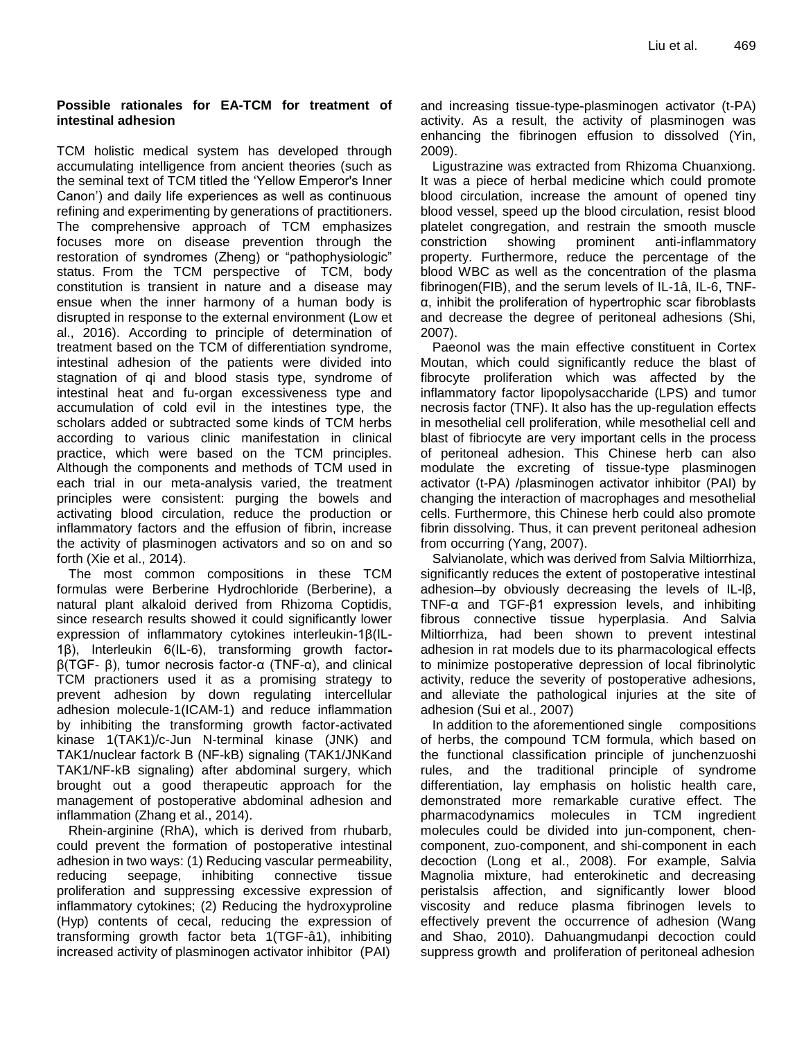**Possible rationales for EA-TCM for treatment of intestinal adhesion**

TCM holistic medical system has developed through accumulating intelligence from ancient theories (such as the seminal text of TCM titled the 'Yellow Emperor's Inner Canon') and daily life experiences as well as continuous refining and experimenting by generations of practitioners. The comprehensive approach of TCM emphasizes focuses more on disease prevention through the restoration of syndromes (Zheng) or "pathophysiologic" status. From the TCM perspective of TCM, body constitution is transient in nature and a disease may ensue when the inner harmony of a human body is disrupted in response to the external environment (Low et al., 2016). According to principle of determination of treatment based on the TCM of differentiation syndrome, intestinal adhesion of the patients were divided into stagnation of qi and blood stasis type, syndrome of intestinal heat and fu-organ excessiveness type and accumulation of cold evil in the intestines type, the scholars added or subtracted some kinds of TCM herbs according to various clinic manifestation in clinical practice, which were based on the TCM principles. Although the components and methods of TCM used in each trial in our meta-analysis varied, the treatment principles were consistent: purging the bowels and activating blood circulation, reduce the production or inflammatory factors and the effusion of fibrin, increase the activity of plasminogen activators and so on and so forth (Xie et al., 2014).

The most common compositions in these TCM formulas were Berberine Hydrochloride (Berberine), a natural plant alkaloid derived from Rhizoma Coptidis, since research results showed it could significantly lower expression of inflammatory cytokines interleukin-1β(IL-1β), Interleukin 6(IL-6), transforming growth factor-β(TGF- β), tumor necrosis factor-α (TNF-α), and clinical TCM practioners used it as a promising strategy to prevent adhesion by down regulating intercellular adhesion molecule-1(ICAM-1) and reduce inflammation by inhibiting the transforming growth factor-activated kinase 1(TAK1)/c-Jun N-terminal kinase (JNK) and TAK1/nuclear factork B (NF-kB) signaling (TAK1/JNKand TAK1/NF-kB signaling) after abdominal surgery, which brought out a good therapeutic approach for the management of postoperative abdominal adhesion and inflammation (Zhang et al., 2014).

Rhein-arginine (RhA), which is derived from rhubarb, could prevent the formation of postoperative intestinal adhesion in two ways: (1) Reducing vascular permeability, reducing seepage, inhibiting connective tissue proliferation and suppressing excessive expression of inflammatory cytokines; (2) Reducing the hydroxyproline (Hyp) contents of cecal, reducing the expression of transforming growth factor beta 1(TGF-â1), inhibiting increased activity of plasminogen activator inhibitor (PAI) and increasing tissue-type-plasminogen activator (t-PA) activity. As a result, the activity of plasminogen was enhancing the fibrinogen effusion to dissolved (Yin, 2009).

Ligustrazine was extracted from Rhizoma Chuanxiong. It was a piece of herbal medicine which could promote blood circulation, increase the amount of opened tiny blood vessel, speed up the blood circulation, resist blood platelet congregation, and restrain the smooth muscle constriction showing prominent anti-inflammatory property. Furthermore, reduce the percentage of the blood WBC as well as the concentration of the plasma fibrinogen(FIB), and the serum levels of IL-1â, IL-6, TNF-α, inhibit the proliferation of hypertrophic scar fibroblasts and decrease the degree of peritoneal adhesions (Shi, 2007).

Paeonol was the main effective constituent in Cortex Moutan, which could significantly reduce the blast of fibrocyte proliferation which was affected by the inflammatory factor lipopolysaccharide (LPS) and tumor necrosis factor (TNF). It also has the up-regulation effects in mesothelial cell proliferation, while mesothelial cell and blast of fibriocyte are very important cells in the process of peritoneal adhesion. This Chinese herb can also modulate the excreting of tissue-type plasminogen activator (t-PA) /plasminogen activator inhibitor (PAI) by changing the interaction of macrophages and mesothelial cells. Furthermore, this Chinese herb could also promote fibrin dissolving. Thus, it can prevent peritoneal adhesion from occurring (Yang, 2007).

Salvianolate, which was derived from Salvia Miltiorrhiza, significantly reduces the extent of postoperative intestinal adhesion–by obviously decreasing the levels of IL-lβ, TNF-α and TGF-β1 expression levels, and inhibiting fibrous connective tissue hyperplasia. And Salvia Miltiorrhiza, had been shown to prevent intestinal adhesion in rat models due to its pharmacological effects to minimize postoperative depression of local fibrinolytic activity, reduce the severity of postoperative adhesions, and alleviate the pathological injuries at the site of adhesion (Sui et al., 2007)

In addition to the aforementioned single compositions of herbs, the compound TCM formula, which based on the functional classification principle of junchenzuoshi rules, and the traditional principle of syndrome differentiation, lay emphasis on holistic health care, demonstrated more remarkable curative effect. The pharmacodynamics molecules in TCM ingredient molecules could be divided into jun-component, chen-component, zuo-component, and shi-component in each decoction (Long et al., 2008). For example, Salvia Magnolia mixture, had enterokinetic and decreasing peristalsis affection, and significantly lower blood viscosity and reduce plasma fibrinogen levels to effectively prevent the occurrence of adhesion (Wang and Shao, 2010). Dahuangmudanpi decoction could suppress growth and proliferation of peritoneal adhesion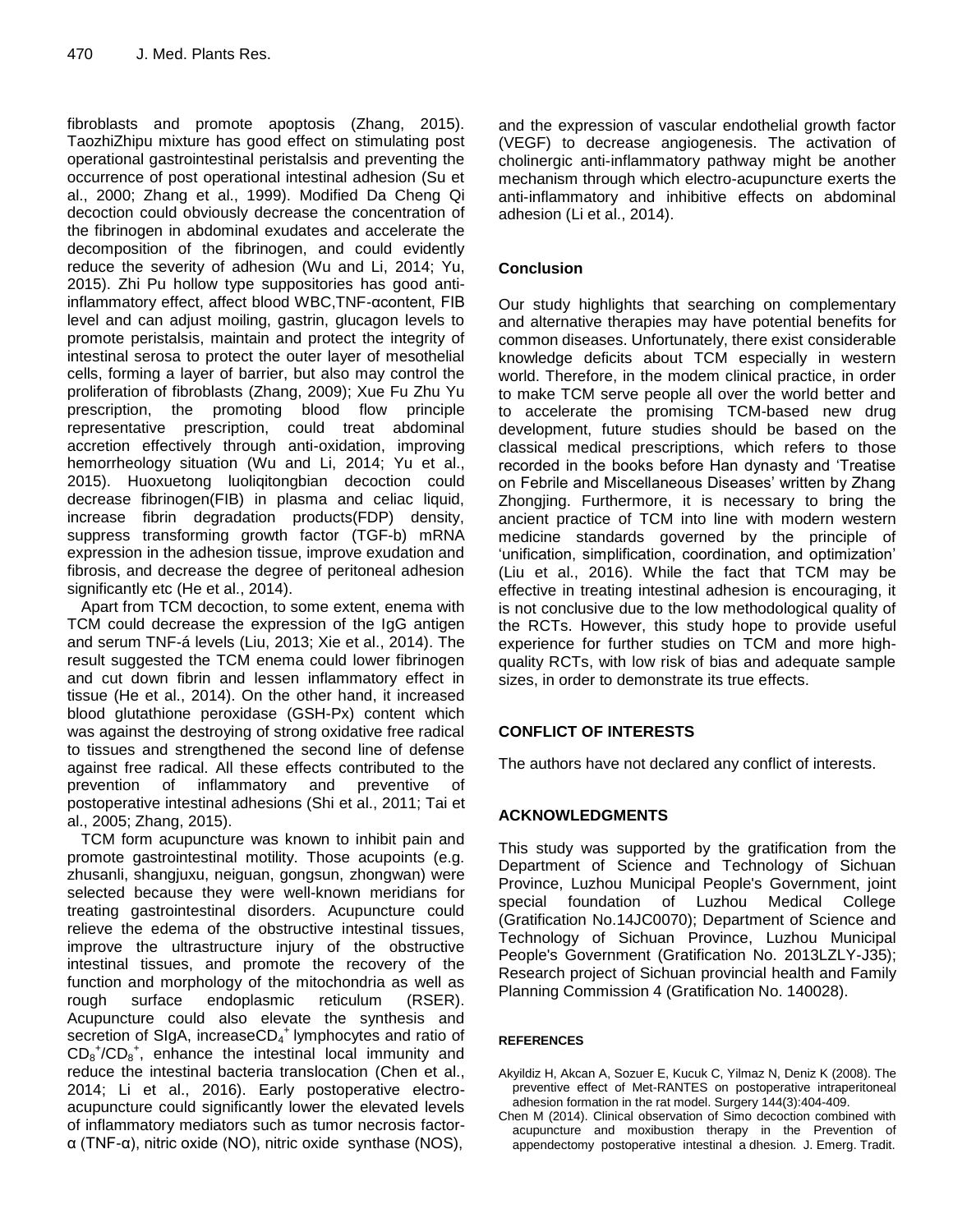fibroblasts and promote apoptosis (Zhang, 2015). TaozhiZhipu mixture has good effect on stimulating post operational gastrointestinal peristalsis and preventing the occurrence of post operational intestinal adhesion (Su et al., 2000; Zhang et al., 1999). Modified Da Cheng Qi decoction could obviously decrease the concentration of the fibrinogen in abdominal exudates and accelerate the decomposition of the fibrinogen, and could evidently reduce the severity of adhesion (Wu and Li, 2014; Yu, 2015). Zhi Pu hollow type suppositories has good anti-inflammatory effect, affect blood WBC,TNF-αcontent, FIB level and can adjust moiling, gastrin, glucagon levels to promote peristalsis, maintain and protect the integrity of intestinal serosa to protect the outer layer of mesothelial cells, forming a layer of barrier, but also may control the proliferation of fibroblasts (Zhang, 2009); Xue Fu Zhu Yu prescription, the promoting blood flow principle representative prescription, could treat abdominal accretion effectively through anti-oxidation, improving hemorrheology situation (Wu and Li, 2014; Yu et al., 2015). Huoxuetong luoliqitongbian decoction could decrease fibrinogen(FIB) in plasma and celiac liquid, increase fibrin degradation products(FDP) density, suppress transforming growth factor (TGF-b) mRNA expression in the adhesion tissue, improve exudation and fibrosis, and decrease the degree of peritoneal adhesion significantly etc (He et al., 2014).

Apart from TCM decoction, to some extent, enema with TCM could decrease the expression of the IgG antigen and serum TNF-á levels (Liu, 2013; Xie et al., 2014). The result suggested the TCM enema could lower fibrinogen and cut down fibrin and lessen inflammatory effect in tissue (He et al., 2014). On the other hand, it increased blood glutathione peroxidase (GSH-Px) content which was against the destroying of strong oxidative free radical to tissues and strengthened the second line of defense against free radical. All these effects contributed to the prevention of inflammatory and preventive of postoperative intestinal adhesions (Shi et al., 2011; Tai et al., 2005; Zhang, 2015).

TCM form acupuncture was known to inhibit pain and promote gastrointestinal motility. Those acupoints (e.g. zhusanli, shangjuxu, neiguan, gongsun, zhongwan) were selected because they were well-known meridians for treating gastrointestinal disorders. Acupuncture could relieve the edema of the obstructive intestinal tissues, improve the ultrastructure injury of the obstructive intestinal tissues, and promote the recovery of the function and morphology of the mitochondria as well as rough surface endoplasmic reticulum (RSER). Acupuncture could also elevate the synthesis and secretion of SIgA, increase$CD_4^+$ lymphocytes and ratio of $CD_8^+/CD_8^+$, enhance the intestinal local immunity and reduce the intestinal bacteria translocation (Chen et al., 2014; Li et al., 2016). Early postoperative electro-acupuncture could significantly lower the elevated levels of inflammatory mediators such as tumor necrosis factor-α (TNF-α), nitric oxide (NO), nitric oxide synthase (NOS), and the expression of vascular endothelial growth factor (VEGF) to decrease angiogenesis. The activation of cholinergic anti-inflammatory pathway might be another mechanism through which electro-acupuncture exerts the anti-inflammatory and inhibitive effects on abdominal adhesion (Li et al., 2014).

## Conclusion

Our study highlights that searching on complementary and alternative therapies may have potential benefits for common diseases. Unfortunately, there exist considerable knowledge deficits about TCM especially in western world. Therefore, in the modem clinical practice, in order to make TCM serve people all over the world better and to accelerate the promising TCM-based new drug development, future studies should be based on the classical medical prescriptions, which refers to those recorded in the books before Han dynasty and 'Treatise on Febrile and Miscellaneous Diseases' written by Zhang Zhongjing. Furthermore, it is necessary to bring the ancient practice of TCM into line with modern western medicine standards governed by the principle of 'unification, simplification, coordination, and optimization' (Liu et al., 2016). While the fact that TCM may be effective in treating intestinal adhesion is encouraging, it is not conclusive due to the low methodological quality of the RCTs. However, this study hope to provide useful experience for further studies on TCM and more high-quality RCTs, with low risk of bias and adequate sample sizes, in order to demonstrate its true effects.

## CONFLICT OF INTERESTS

The authors have not declared any conflict of interests.

## ACKNOWLEDGMENTS

This study was supported by the gratification from the Department of Science and Technology of Sichuan Province, Luzhou Municipal People's Government, joint special foundation of Luzhou Medical College (Gratification No.14JC0070); Department of Science and Technology of Sichuan Province, Luzhou Municipal People's Government (Gratification No. 2013LZLY-J35); Research project of Sichuan provincial health and Family Planning Commission 4 (Gratification No. 140028).

## REFERENCES

Akyildiz H, Akcan A, Sozuer E, Kucuk C, Yilmaz N, Deniz K (2008). The preventive effect of Met-RANTES on postoperative intraperitoneal adhesion formation in the rat model. Surgery 144(3):404-409.

Chen M (2014). Clinical observation of Simo decoction combined with acupuncture and moxibustion therapy in the Prevention of appendectomy postoperative intestinal a dhesion. J. Emerg. Tradit.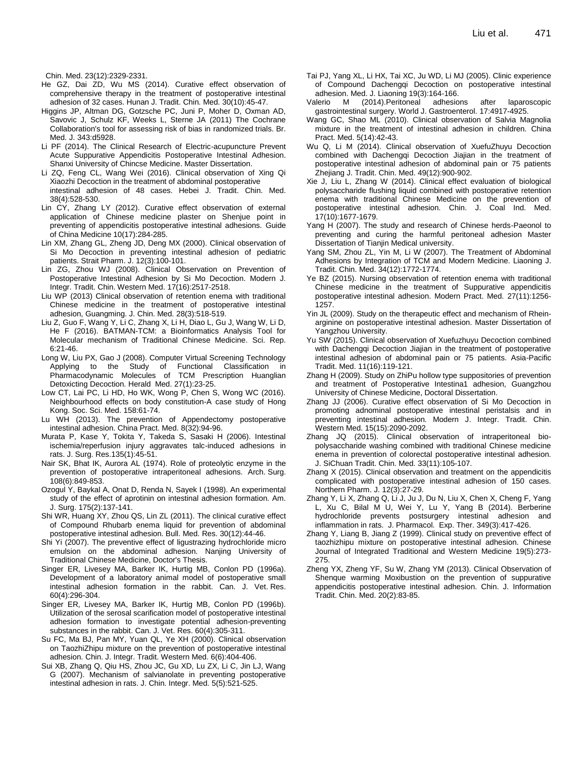Chin. Med. 23(12):2329-2331.

He GZ, Dai ZD, Wu MS (2014). Curative effect observation of comprehensive therapy in the treatment of postoperative intestinal adhesion of 32 cases. Hunan J. Tradit. Chin. Med. 30(10):45-47.

Higgins JP, Altman DG, Gotzsche PC, Juni P, Moher D, Oxman AD, Savovic J, Schulz KF, Weeks L, Sterne JA (2011) The Cochrane Collaboration's tool for assessing risk of bias in randomized trials. Br. Med. J. 343:d5928.

Li PF (2014). The Clinical Research of Electric-acupuncture Prevent Acute Suppurative Appendicitis Postoperative Intestinal Adhesion. Shanxi University of Chincse Medicine. Master Dissertation.

Li ZQ, Feng CL, Wang Wei (2016). Clinical observation of Xing Qi Xiaozhi Decoction in the treatment of abdominal postoperative intestinal adhesion of 48 cases. Hebei J. Tradit. Chin. Med. 38(4):528-530.

Lin CY, Zhang LY (2012). Curative effect observation of external application of Chinese medicine plaster on Shenjue point in preventing of appendicitis postoperative intestinal adhesions. Guide of China Medicine 10(17):284-285.

Lin XM, Zhang GL, Zheng JD, Deng MX (2000). Clinical observation of Si Mo Decoction in preventing intestinal adhesion of pediatric patients. Strait Pharm. J. 12(3):100-101.

Lin ZG, Zhou WJ (2008). Clinical Observation on Prevention of Postoperative Intestinal Adhesion by Si Mo Decoction. Modern J. Integr. Tradit. Chin. Western Med. 17(16):2517-2518.

Liu WP (2013) Clinical observation of retention enema with traditional Chinese medicine in the treatment of postoperative intestinal adhesion, Guangming. J. Chin. Med. 28(3):518-519.

Liu Z, Guo F, Wang Y, Li C, Zhang X, Li H, Diao L, Gu J, Wang W, Li D, He F (2016). BATMAN-TCM: a Bioinformatics Analysis Tool for Molecular mechanism of Traditional Chinese Medicine. Sci. Rep. 6:21-46.

Long W, Liu PX, Gao J (2008). Computer Virtual Screening Technology Applying to the Study of Functional Classification in Pharmacodynamic Molecules of TCM Prescription Huanglian Detoxicting Decoction. Herald Med. 27(1):23-25.

Low CT, Lai PC, Li HD, Ho WK, Wong P, Chen S, Wong WC (2016). Neighbourhood effects on body constitution-A case study of Hong Kong. Soc. Sci. Med. 158:61-74.

Lu WH (2013). The prevention of Appendectomy postoperative intestinal adhesion. China Pract. Med. 8(32):94-96.

Murata P, Kase Y, Tokita Y, Takeda S, Sasaki H (2006). Intestinal ischemia/reperfusion injury aggravates talc-induced adhesions in rats. J. Surg. Res.135(1):45-51.

Nair SK, Bhat IK, Aurora AL (1974). Role of proteolytic enzyme in the prevention of postoperative intraperitoneal adhesions. Arch. Surg. 108(6):849-853.

Ozogul Y, Baykal A, Onat D, Renda N, Sayek I (1998). An experimental study of the effect of aprotinin on intestinal adhesion formation. Am. J. Surg. 175(2):137-141.

Shi WR, Huang XY, Zhou QS, Lin ZL (2011). The clinical curative effect of Compound Rhubarb enema liquid for prevention of abdominal postoperative intestinal adhesion. Bull. Med. Res. 30(12):44-46.

Shi Yi (2007). The preventive effect of ligustrazing hydrochloride micro emulsion on the abdominal adhesion. Nanjing University of Traditional Chinese Medicine, Doctor's Thesis.

Singer ER, Livesey MA, Barker IK, Hurtig MB, Conlon PD (1996a). Development of a laboratory animal model of postoperative small intestinal adhesion formation in the rabbit. Can. J. Vet. Res. 60(4):296-304.

Singer ER, Livesey MA, Barker IK, Hurtig MB, Conlon PD (1996b). Utilization of the serosal scarification model of postoperative intestinal adhesion formation to investigate potential adhesion-preventing substances in the rabbit. Can. J. Vet. Res. 60(4):305-311.

Su FC, Ma BJ, Pan MY, Yuan QL, Ye XH (2000). Clinical observation on TaozhiZhipu mixture on the prevention of postoperative intestinal adhesion. Chin. J. Integr. Tradit. Western Med. 6(6):404-406.

Sui XB, Zhang Q, Qiu HS, Zhou JC, Gu XD, Lu ZX, Li C, Jin LJ, Wang G (2007). Mechanism of salvianolate in preventing postoperative intestinal adhesion in rats. J. Chin. Integr. Med. 5(5):521-525.

Tai PJ, Yang XL, Li HX, Tai XC, Ju WD, Li MJ (2005). Clinic experience of Compound Dachengqi Decoction on postoperative intestinal adhesion. Med. J. Liaoning 19(3):164-166.

Valerio M (2014).Peritoneal adhesions after laparoscopic gastrointestinal surgery. World J. Gastroenterol. 17:4917-4925.

Wang GC, Shao ML (2010). Clinical observation of Salvia Magnolia mixture in the treatment of intestinal adhesion in children. China Pract. Med. 5(14):42-43.

Wu Q, Li M (2014). Clinical observation of XuefuZhuyu Decoction combined with Dachengqi Decoction Jiajian in the treatment of postoperative intestinal adhesion of abdominal pain or 75 patients Zhejiang J. Tradit. Chin. Med. 49(12):900-902.

Xie J, Liu L, Zhang W (2014). Clinical effect evaluation of biological polysaccharide flushing liquid combined with postoperative retention enema with traditional Chinese Medicine on the prevention of postoperative intestinal adhesion. Chin. J. Coal Ind. Med. 17(10):1677-1679.

Yang H (2007). The study and research of Chinese herds-Paeonol to preventing and curing the harmful peritoneal adhesion Master Dissertation of Tianjin Medical university.

Yang SM, Zhou ZL, Yin M, Li W (2007). The Treatment of Abdominal Adhesions by Integration of TCM and Modern Medicine. Liaoning J. Tradit. Chin. Med. 34(12):1772-1774.

Ye BZ (2015). Nursing observation of retention enema with traditional Chinese medicine in the treatment of Suppurative appendicitis postoperative intestinal adhesion. Modern Pract. Med. 27(11):1256-1257.

Yin JL (2009). Study on the therapeutic effect and mechanism of Rhein-arginine on postoperative intestinal adhesion. Master Dissertation of Yangzhou University.

Yu SW (2015). Clinical observation of Xuefuzhuyu Decoction combined with Dachengqi Decoction Jiajian in the treatment of postoperative intestinal adhesion of abdominal pain or 75 patients. Asia-Pacific Tradit. Med. 11(16):119-121.

Zhang H (2009). Study on ZhiPu hollow type suppositories of prevention and treatment of Postoperative Intestina1 adhesion, Guangzhou University of Chinese Medicine, Doctoral Dissertation.

Zhang JJ (2006). Curative effect observation of Si Mo Decoction in promoting adnominal postoperative intestinal peristalsis and in preventing intestinal adhesion. Modern J. Integr. Tradit. Chin. Western Med. 15(15):2090-2092.

Zhang JQ (2015). Clinical observation of intraperitoneal bio-polysaccharide washing combined with traditional Chinese medicine enema in prevention of colorectal postoperative intestinal adhesion. J. SiChuan Tradit. Chin. Med. 33(11):105-107.

Zhang X (2015). Clinical observation and treatment on the appendicitis complicated with postoperative intestinal adhesion of 150 cases. Northern Pharm. J. 12(3):27-29.

Zhang Y, Li X, Zhang Q, Li J, Ju J, Du N, Liu X, Chen X, Cheng F, Yang L, Xu C, Bilal M U, Wei Y, Lu Y, Yang B (2014). Berberine hydrochloride prevents postsurgery intestinal adhesion and inflammation in rats. J. Pharmacol. Exp. Ther. 349(3):417-426.

Zhang Y, Liang B, Jiang Z (1999). Clinical study on preventive effect of taozhizhipu mixture on postoperative intestinal adhesion. Chinese Journal of Integrated Traditional and Western Medicine 19(5):273-275.

Zheng YX, Zheng YF, Su W, Zhang YM (2013). Clinical Observation of Shenque warming Moxibustion on the prevention of suppurative appendicitis postoperative intestinal adhesion. Chin. J. Information Tradit. Chin. Med. 20(2):83-85.